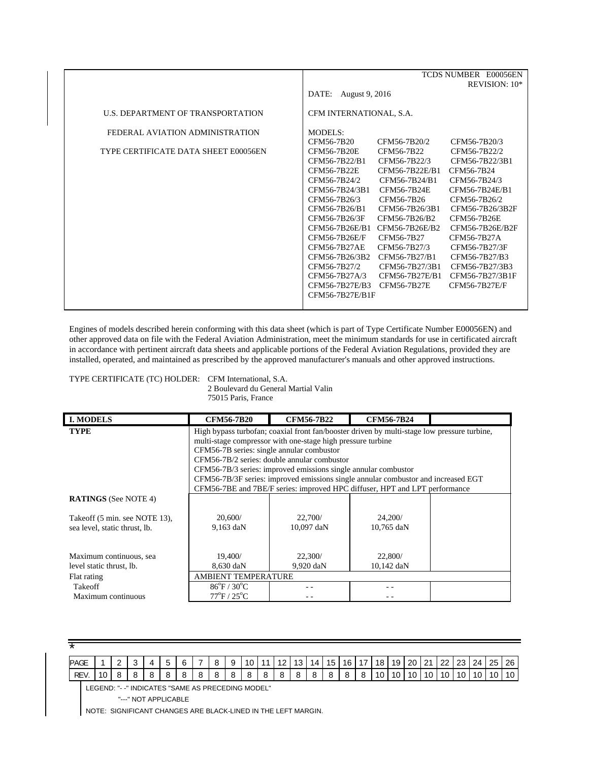| | TCDS NUMBER E00056EN<br>REVISION: 10* |
|---|---|
| | DATE: August 9, 2016 |
| U.S. DEPARTMENT OF TRANSPORTATION | CFM INTERNATIONAL, S.A. |
| FEDERAL AVIATION ADMINISTRATION<br><br>TYPE CERTIFICATE DATA SHEET E00056EN | MODELS:<br>CFM56-7B20 CFM56-7B20/2 CFM56-7B20/3<br>CFM56-7B20E CFM56-7B22 CFM56-7B22/2<br>CFM56-7B22/B1 CFM56-7B22/3 CFM56-7B22/3B1<br>CFM56-7B22E CFM56-7B22E/B1 CFM56-7B24<br>CFM56-7B24/2 CFM56-7B24/B1 CFM56-7B24/3<br>CFM56-7B24/3B1 CFM56-7B24E CFM56-7B24E/B1<br>CFM56-7B26/3 CFM56-7B26 CFM56-7B26/2<br>CFM56-7B26/B1 CFM56-7B26/3B1 CFM56-7B26/3B2F<br>CFM56-7B26/3F CFM56-7B26/B2 CFM56-7B26E<br>CFM56-7B26E/B1 CFM56-7B26E/B2 CFM56-7B26E/B2F<br>CFM56-7B26E/F CFM56-7B27 CFM56-7B27A<br>CFM56-7B27AE CFM56-7B27/3 CFM56-7B27/3F<br>CFM56-7B26/3B2 CFM56-7B27/B1 CFM56-7B27/B3<br>CFM56-7B27/2 CFM56-7B27/3B1 CFM56-7B27/3B3<br>CFM56-7B27A/3 CFM56-7B27E/B1 CFM56-7B27/3B1F<br>CFM56-7B27E/B3 CFM56-7B27E CFM56-7B27E/F<br>CFM56-7B27E/B1F |

Engines of models described herein conforming with this data sheet (which is part of Type Certificate Number E00056EN) and other approved data on file with the Federal Aviation Administration, meet the minimum standards for use in certificated aircraft in accordance with pertinent aircraft data sheets and applicable portions of the Federal Aviation Regulations, provided they are installed, operated, and maintained as prescribed by the approved manufacturer's manuals and other approved instructions.

TYPE CERTIFICATE (TC) HOLDER: CFM International, S.A.
2 Boulevard du General Martial Valin
75015 Paris, France

| **I. MODELS** | **CFM56-7B20** | **CFM56-7B22** | **CFM56-7B24** | |
|---|---|---|---|---|
| **TYPE** | High bypass turbofan; coaxial front fan/booster driven by multi-stage low pressure turbine, multi-stage compressor with one-stage high pressure turbine<br>CFM56-7B series: single annular combustor<br>CFM56-7B/2 series: double annular combustor<br>CFM56-7B/3 series: improved emissions single annular combustor<br>CFM56-7B/3F series: improved emissions single annular combustor and increased EGT<br>CFM56-7BE and 7BE/F series: improved HPC diffuser, HPT and LPT performance | | | |
| **RATINGS** (See NOTE 4) | | | | |
| Takeoff (5 min. see NOTE 13), sea level, static thrust, lb. | 20,600/<br>9,163 daN | 22,700/<br>10,097 daN | 24,200/<br>10,765 daN | |
| Maximum continuous, sea level static thrust, lb. | 19,400/<br>8,630 daN | 22,300/<br>9,920 daN | 22,800/<br>10,142 daN | |
| Flat rating | AMBIENT TEMPERATURE | | | |
| Takeoff | 86°F / 30°C | - - | - - | |
| Maximum continuous | 77°F / 25°C | - - | - - | |

*

| PAGE | 1 | 2 | 3 | 4 | 5 | 6 | 7 | 8 | 9 | 10 | 11 | 12 | 13 | 14 | 15 | 16 | 17 | 18 | 19 | 20 | 21 | 22 | 23 | 24 | 25 | 26 |
|---|---|---|---|---|---|---|---|---|---|---|---|---|---|---|---|---|---|---|---|---|---|---|---|---|---|---|
| REV. | 10 | 8 | 8 | 8 | 8 | 8 | 8 | 8 | 8 | 8 | 8 | 8 | 8 | 8 | 8 | 8 | 8 | 10 | 10 | 10 | 10 | 10 | 10 | 10 | 10 | 10 |

LEGEND: "- -" INDICATES "SAME AS PRECEDING MODEL"
"---" NOT APPLICABLE

NOTE: SIGNIFICANT CHANGES ARE BLACK-LINED IN THE LEFT MARGIN.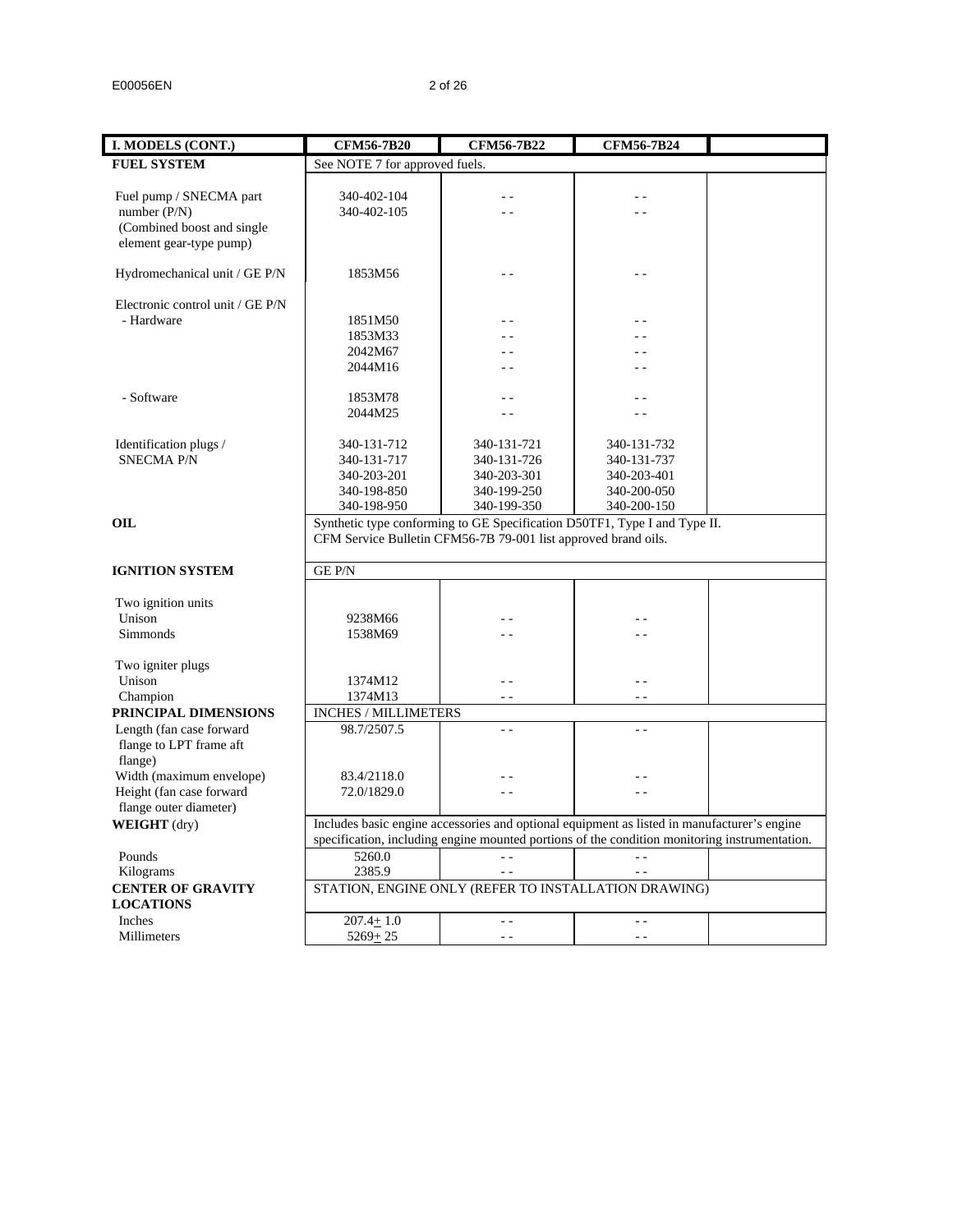| **I. MODELS (CONT.)** | **CFM56-7B20** | **CFM56-7B22** | **CFM56-7B24** | |
|---|---|---|---|---|
| **FUEL SYSTEM** | See NOTE 7 for approved fuels. | | | |
| Fuel pump / SNECMA part number (P/N) (Combined boost and single element gear-type pump) | 340-402-104<br>340-402-105 | - -<br>- - | - -<br>- - | |
| Hydromechanical unit / GE P/N | 1853M56 | - - | - - | |
| Electronic control unit / GE P/N<br>- Hardware | 1851M50<br>1853M33<br>2042M67<br>2044M16 | - -<br>- -<br>- -<br>- - | - -<br>- -<br>- -<br>- - | |
| - Software | 1853M78<br>2044M25 | - -<br>- - | - -<br>- - | |
| Identification plugs / SNECMA P/N | 340-131-712<br>340-131-717<br>340-203-201<br>340-198-850<br>340-198-950 | 340-131-721<br>340-131-726<br>340-203-301<br>340-199-250<br>340-199-350 | 340-131-732<br>340-131-737<br>340-203-401<br>340-200-050<br>340-200-150 | |
| **OIL** | Synthetic type conforming to GE Specification D50TF1, Type I and Type II. CFM Service Bulletin CFM56-7B 79-001 list approved brand oils. | | | |
| **IGNITION SYSTEM** | GE P/N | | | |
| Two ignition units<br>Unison<br>Simmonds | <br>9238M66<br>1538M69 | <br>- -<br>- - | <br>- -<br>- - | |
| Two igniter plugs<br>Unison<br>Champion | <br>1374M12<br>1374M13 | <br>- -<br>- - | <br>- -<br>- - | |
| **PRINCIPAL DIMENSIONS** | INCHES / MILLIMETERS | | | |
| Length (fan case forward flange to LPT frame aft flange) | 98.7/2507.5 | - - | - - | |
| Width (maximum envelope) | 83.4/2118.0 | - - | - - | |
| Height (fan case forward flange outer diameter) | 72.0/1829.0 | - - | - - | |
| **WEIGHT** (dry) | Includes basic engine accessories and optional equipment as listed in manufacturer's engine specification, including engine mounted portions of the condition monitoring instrumentation. | | | |
| Pounds | 5260.0 | - - | - - | |
| Kilograms | 2385.9 | - - | - - | |
| **CENTER OF GRAVITY LOCATIONS** | STATION, ENGINE ONLY (REFER TO INSTALLATION DRAWING) | | | |
| Inches | 207.4 ± 1.0 | - - | - - | |
| Millimeters | 5269 ± 25 | - - | - - | |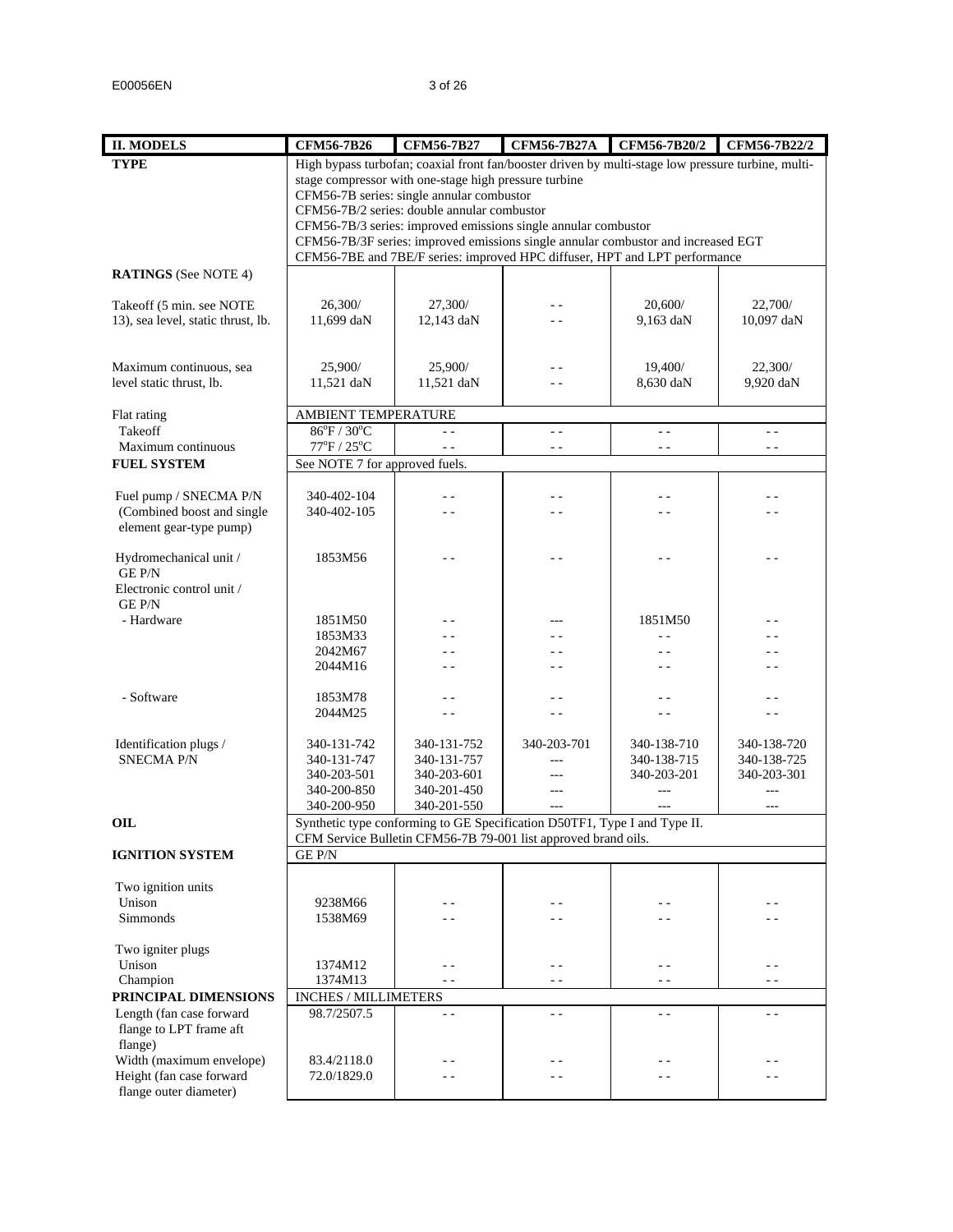| II. MODELS | CFM56-7B26 | CFM56-7B27 | CFM56-7B27A | CFM56-7B20/2 | CFM56-7B22/2 |
|---|---|---|---|---|---|
| **TYPE** | High bypass turbofan; coaxial front fan/booster driven by multi-stage low pressure turbine, multi-stage compressor with one-stage high pressure turbine<br>CFM56-7B series: single annular combustor<br>CFM56-7B/2 series: double annular combustor<br>CFM56-7B/3 series: improved emissions single annular combustor<br>CFM56-7B/3F series: improved emissions single annular combustor and increased EGT<br>CFM56-7BE and 7BE/F series: improved HPC diffuser, HPT and LPT performance | | | | |
| **RATINGS** (See NOTE 4) | | | | | |
| Takeoff (5 min. see NOTE 13), sea level, static thrust, lb. | 26,300/<br>11,699 daN | 27,300/<br>12,143 daN | - -<br>- - | 20,600/<br>9,163 daN | 22,700/<br>10,097 daN |
| Maximum continuous, sea level static thrust, lb. | 25,900/<br>11,521 daN | 25,900/<br>11,521 daN | - -<br>- - | 19,400/<br>8,630 daN | 22,300/<br>9,920 daN |
| Flat rating | AMBIENT TEMPERATURE | | | | |
| Takeoff | 86°F / 30°C | - - | - - | - - | - - |
| Maximum continuous | 77°F / 25°C | - - | - - | - - | - - |
| **FUEL SYSTEM** | See NOTE 7 for approved fuels. | | | | |
| Fuel pump / SNECMA P/N (Combined boost and single element gear-type pump) | 340-402-104<br>340-402-105 | - -<br>- - | - -<br>- - | - -<br>- - | - -<br>- - |
| Hydromechanical unit / GE P/N | 1853M56 | - - | - - | - - | - - |
| Electronic control unit / GE P/N | | | | | |
| - Hardware | 1851M50<br>1853M33<br>2042M67<br>2044M16 | - -<br>- -<br>- -<br>- - | ---<br>- -<br>- -<br>- - | 1851M50<br>- -<br>- -<br>- - | - -<br>- -<br>- -<br>- - |
| - Software | 1853M78<br>2044M25 | - -<br>- - | - -<br>- - | - -<br>- - | - -<br>- - |
| Identification plugs / SNECMA P/N | 340-131-742<br>340-131-747<br>340-203-501<br>340-200-850<br>340-200-950 | 340-131-752<br>340-131-757<br>340-203-601<br>340-201-450<br>340-201-550 | 340-203-701<br>---<br>---<br>---<br>--- | 340-138-710<br>340-138-715<br>340-203-201<br>---<br>--- | 340-138-720<br>340-138-725<br>340-203-301<br>---<br>--- |
| **OIL** | Synthetic type conforming to GE Specification D50TF1, Type I and Type II.<br>CFM Service Bulletin CFM56-7B 79-001 list approved brand oils. | | | | |
| **IGNITION SYSTEM** | GE P/N | | | | |
| Two ignition units | | | | | |
| Unison | 9238M66 | - - | - - | - - | - - |
| Simmonds | 1538M69 | - - | - - | - - | - - |
| Two igniter plugs | | | | | |
| Unison | 1374M12 | - - | - - | - - | - - |
| Champion | 1374M13 | - - | - - | - - | - - |
| **PRINCIPAL DIMENSIONS** | INCHES / MILLIMETERS | | | | |
| Length (fan case forward flange to LPT frame aft flange) | 98.7/2507.5 | - - | - - | - - | - - |
| Width (maximum envelope) | 83.4/2118.0 | - - | - - | - - | - - |
| Height (fan case forward flange outer diameter) | 72.0/1829.0 | - - | - - | - - | - - |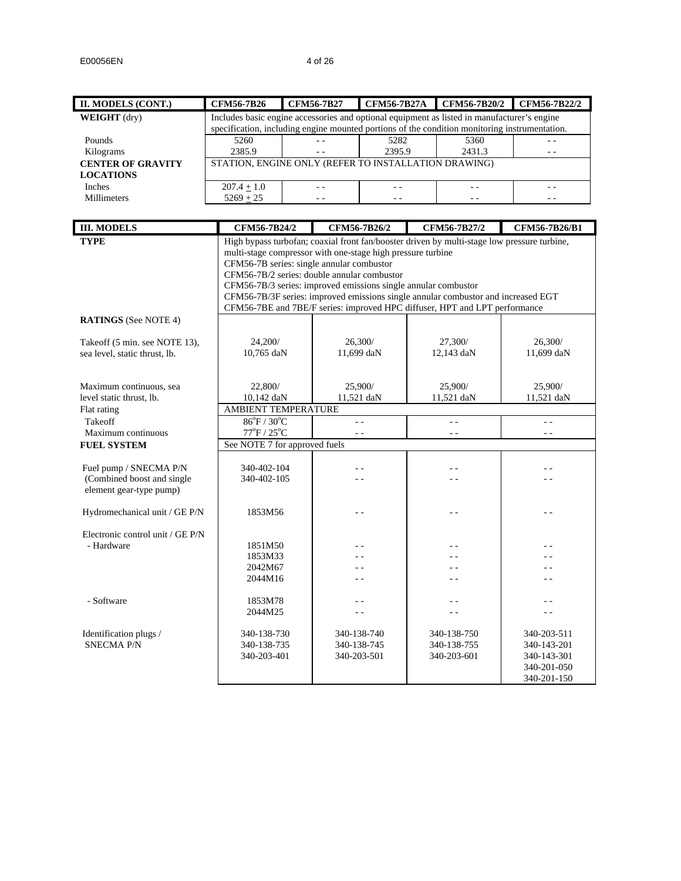| II. MODELS (CONT.) | CFM56-7B26 | CFM56-7B27 | CFM56-7B27A | CFM56-7B20/2 | CFM56-7B22/2 |
|---|---|---|---|---|---|
| **WEIGHT** (dry) | Includes basic engine accessories and optional equipment as listed in manufacturer's engine specification, including engine mounted portions of the condition monitoring instrumentation. | | | | |
| Pounds | 5260 | - - | 5282 | 5360 | - - |
| Kilograms | 2385.9 | - - | 2395.9 | 2431.3 | - - |
| **CENTER OF GRAVITY LOCATIONS** | STATION, ENGINE ONLY (REFER TO INSTALLATION DRAWING) | | | | |
| Inches | 207.4 ± 1.0 | - - | - - | - - | - - |
| Millimeters | 5269 ± 25 | - - | - - | - - | - - |

| III. MODELS | CFM56-7B24/2 | CFM56-7B26/2 | CFM56-7B27/2 | CFM56-7B26/B1 |
|---|---|---|---|---|
| **TYPE** | High bypass turbofan; coaxial front fan/booster driven by multi-stage low pressure turbine, multi-stage compressor with one-stage high pressure turbine<br>CFM56-7B series: single annular combustor<br>CFM56-7B/2 series: double annular combustor<br>CFM56-7B/3 series: improved emissions single annular combustor<br>CFM56-7B/3F series: improved emissions single annular combustor and increased EGT<br>CFM56-7BE and 7BE/F series: improved HPC diffuser, HPT and LPT performance | | | |
| **RATINGS** (See NOTE 4) | | | | |
| Takeoff (5 min. see NOTE 13), sea level, static thrust, lb. | 24,200/<br>10,765 daN | 26,300/<br>11,699 daN | 27,300/<br>12,143 daN | 26,300/<br>11,699 daN |
| Maximum continuous, sea level static thrust, lb. | 22,800/<br>10,142 daN | 25,900/<br>11,521 daN | 25,900/<br>11,521 daN | 25,900/<br>11,521 daN |
| Flat rating | AMBIENT TEMPERATURE | | | |
| Takeoff | 86°F / 30°C | - - | - - | - - |
| Maximum continuous | 77°F / 25°C | - - | - - | - - |
| **FUEL SYSTEM** | See NOTE 7 for approved fuels | | | |
| Fuel pump / SNECMA P/N (Combined boost and single element gear-type pump) | 340-402-104<br>340-402-105 | - -<br>- - | - -<br>- - | - -<br>- - |
| Hydromechanical unit / GE P/N | 1853M56 | - - | - - | - - |
| Electronic control unit / GE P/N<br>- Hardware | 1851M50<br>1853M33<br>2042M67<br>2044M16 | - -<br>- -<br>- -<br>- - | - -<br>- -<br>- -<br>- - | - -<br>- -<br>- -<br>- - |
| - Software | 1853M78<br>2044M25 | - -<br>- - | - -<br>- - | - -<br>- - |
| Identification plugs / SNECMA P/N | 340-138-730<br>340-138-735<br>340-203-401 | 340-138-740<br>340-138-745<br>340-203-501 | 340-138-750<br>340-138-755<br>340-203-601 | 340-203-511<br>340-143-201<br>340-143-301<br>340-201-050<br>340-201-150 |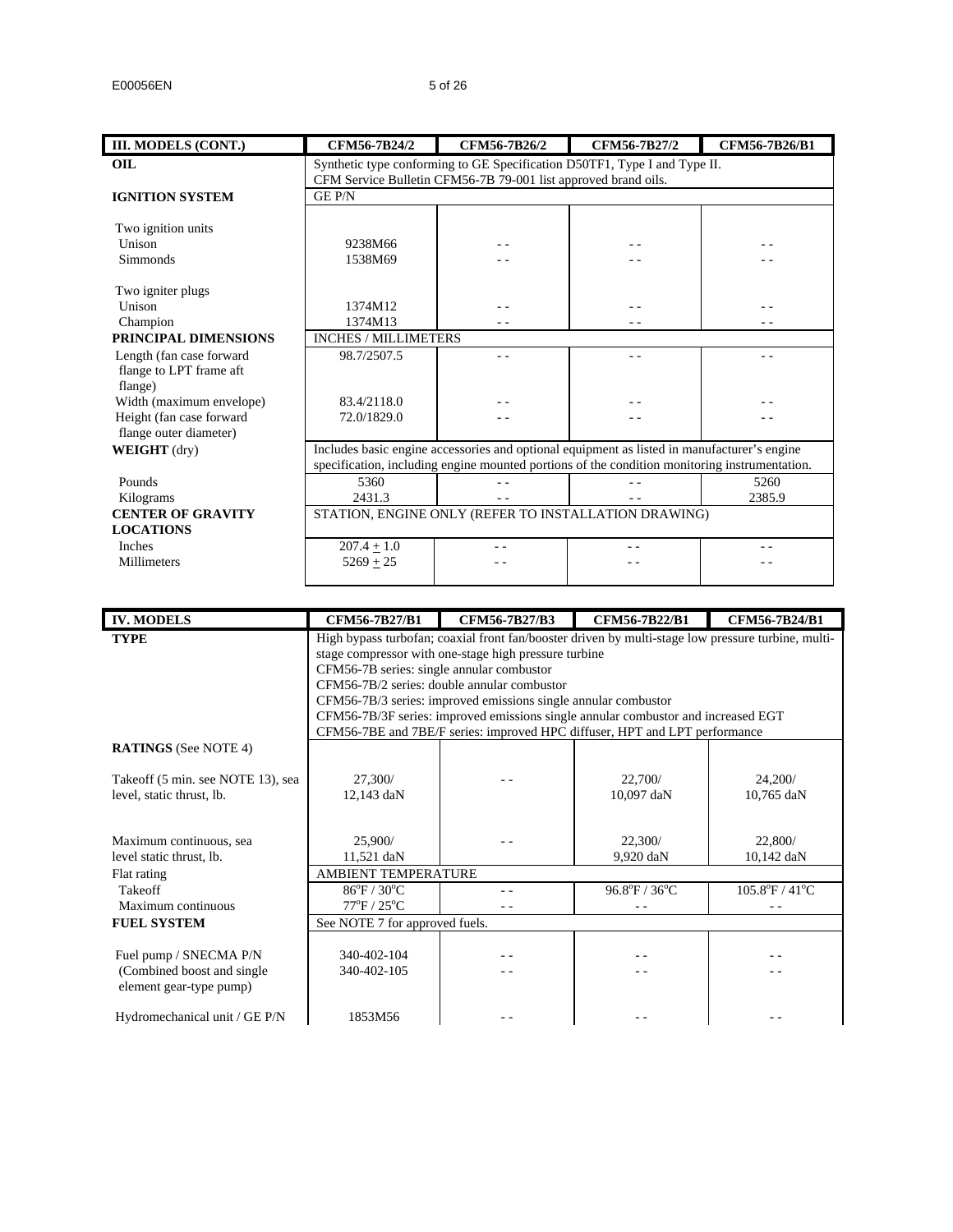| III. MODELS (CONT.) | CFM56-7B24/2 | CFM56-7B26/2 | CFM56-7B27/2 | CFM56-7B26/B1 |
|---|---|---|---|---|
| **OIL** | Synthetic type conforming to GE Specification D50TF1, Type I and Type II. CFM Service Bulletin CFM56-7B 79-001 list approved brand oils. | | | |
| **IGNITION SYSTEM** | GE P/N | | | |
| Two ignition units | | | | |
| Unison | 9238M66 | - - | - - | - - |
| Simmonds | 1538M69 | - - | - - | - - |
| Two igniter plugs | | | | |
| Unison | 1374M12 | - - | - - | - - |
| Champion | 1374M13 | - - | - - | - - |
| **PRINCIPAL DIMENSIONS** | INCHES / MILLIMETERS | | | |
| Length (fan case forward flange to LPT frame aft flange) | 98.7/2507.5 | - - | - - | - - |
| Width (maximum envelope) | 83.4/2118.0 | - - | - - | - - |
| Height (fan case forward flange outer diameter) | 72.0/1829.0 | - - | - - | - - |
| **WEIGHT** (dry) | Includes basic engine accessories and optional equipment as listed in manufacturer's engine specification, including engine mounted portions of the condition monitoring instrumentation. | | | |
| Pounds | 5360 | - - | - - | 5260 |
| Kilograms | 2431.3 | - - | - - | 2385.9 |
| **CENTER OF GRAVITY LOCATIONS** | STATION, ENGINE ONLY (REFER TO INSTALLATION DRAWING) | | | |
| Inches | $207.4 \pm 1.0$ | - - | - - | - - |
| Millimeters | $5269 \pm 25$ | - - | - - | - - |

| IV. MODELS | CFM56-7B27/B1 | CFM56-7B27/B3 | CFM56-7B22/B1 | CFM56-7B24/B1 |
|---|---|---|---|---|
| **TYPE** | High bypass turbofan; coaxial front fan/booster driven by multi-stage low pressure turbine, multi-stage compressor with one-stage high pressure turbine<br>CFM56-7B series: single annular combustor<br>CFM56-7B/2 series: double annular combustor<br>CFM56-7B/3 series: improved emissions single annular combustor<br>CFM56-7B/3F series: improved emissions single annular combustor and increased EGT<br>CFM56-7BE and 7BE/F series: improved HPC diffuser, HPT and LPT performance | | | |
| **RATINGS** (See NOTE 4) | | | | |
| Takeoff (5 min. see NOTE 13), sea level, static thrust, lb. | 27,300/ 12,143 daN | - - | 22,700/ 10,097 daN | 24,200/ 10,765 daN |
| Maximum continuous, sea level static thrust, lb. | 25,900/ 11,521 daN | - - | 22,300/ 9,920 daN | 22,800/ 10,142 daN |
| Flat rating | AMBIENT TEMPERATURE | | | |
| Takeoff | 86°F / 30°C | - - | 96.8°F / 36°C | 105.8°F / 41°C |
| Maximum continuous | 77°F / 25°C | - - | - - | - - |
| **FUEL SYSTEM** | See NOTE 7 for approved fuels. | | | |
| Fuel pump / SNECMA P/N (Combined boost and single element gear-type pump) | 340-402-104<br>340-402-105 | - -<br>- - | - -<br>- - | - -<br>- - |
| Hydromechanical unit / GE P/N | 1853M56 | - - | - - | - - |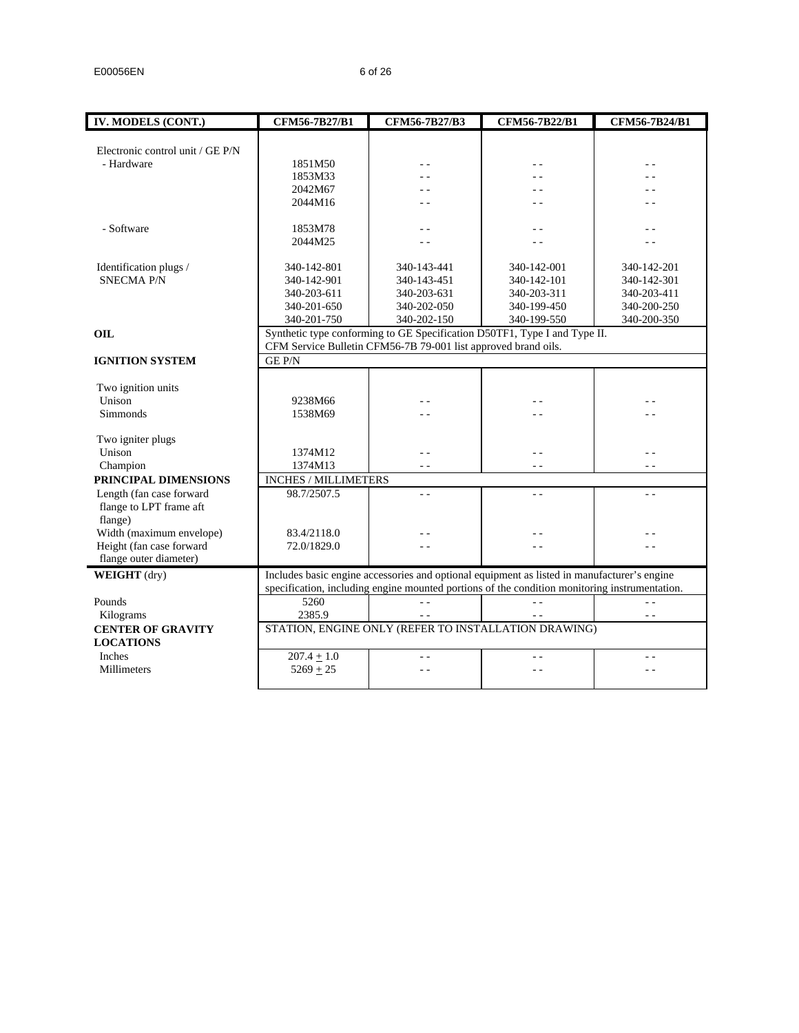| IV. MODELS (CONT.) | CFM56-7B27/B1 | CFM56-7B27/B3 | CFM56-7B22/B1 | CFM56-7B24/B1 |
|---|---|---|---|---|
| Electronic control unit / GE P/N | | | | |
| - Hardware | 1851M50<br>1853M33<br>2042M67<br>2044M16 | - -<br>- -<br>- -<br>- - | - -<br>- -<br>- -<br>- - | - -<br>- -<br>- -<br>- - |
| - Software | 1853M78<br>2044M25 | - -<br>- - | - -<br>- - | - -<br>- - |
| Identification plugs / SNECMA P/N | 340-142-801<br>340-142-901<br>340-203-611<br>340-201-650<br>340-201-750 | 340-143-441<br>340-143-451<br>340-203-631<br>340-202-050<br>340-202-150 | 340-142-001<br>340-142-101<br>340-203-311<br>340-199-450<br>340-199-550 | 340-142-201<br>340-142-301<br>340-203-411<br>340-200-250<br>340-200-350 |
| **OIL** | Synthetic type conforming to GE Specification D50TF1, Type I and Type II. CFM Service Bulletin CFM56-7B 79-001 list approved brand oils. | | | |
| **IGNITION SYSTEM** | GE P/N | | | |
| Two ignition units | | | | |
| Unison | 9238M66 | - - | - - | - - |
| Simmonds | 1538M69 | - - | - - | - - |
| Two igniter plugs | | | | |
| Unison | 1374M12 | - - | - - | - - |
| Champion | 1374M13 | - - | - - | - - |
| **PRINCIPAL DIMENSIONS** | INCHES / MILLIMETERS | | | |
| Length (fan case forward flange to LPT frame aft flange) | 98.7/2507.5 | - - | - - | - - |
| Width (maximum envelope) | 83.4/2118.0 | - - | - - | - - |
| Height (fan case forward flange outer diameter) | 72.0/1829.0 | - - | - - | - - |
| **WEIGHT** (dry) | Includes basic engine accessories and optional equipment as listed in manufacturer's engine specification, including engine mounted portions of the condition monitoring instrumentation. | | | |
| Pounds | 5260 | - - | - - | - - |
| Kilograms | 2385.9 | - - | - - | - - |
| **CENTER OF GRAVITY LOCATIONS** | STATION, ENGINE ONLY (REFER TO INSTALLATION DRAWING) | | | |
| Inches | 207.4 ± 1.0 | - - | - - | - - |
| Millimeters | 5269 ± 25 | - - | - - | - - |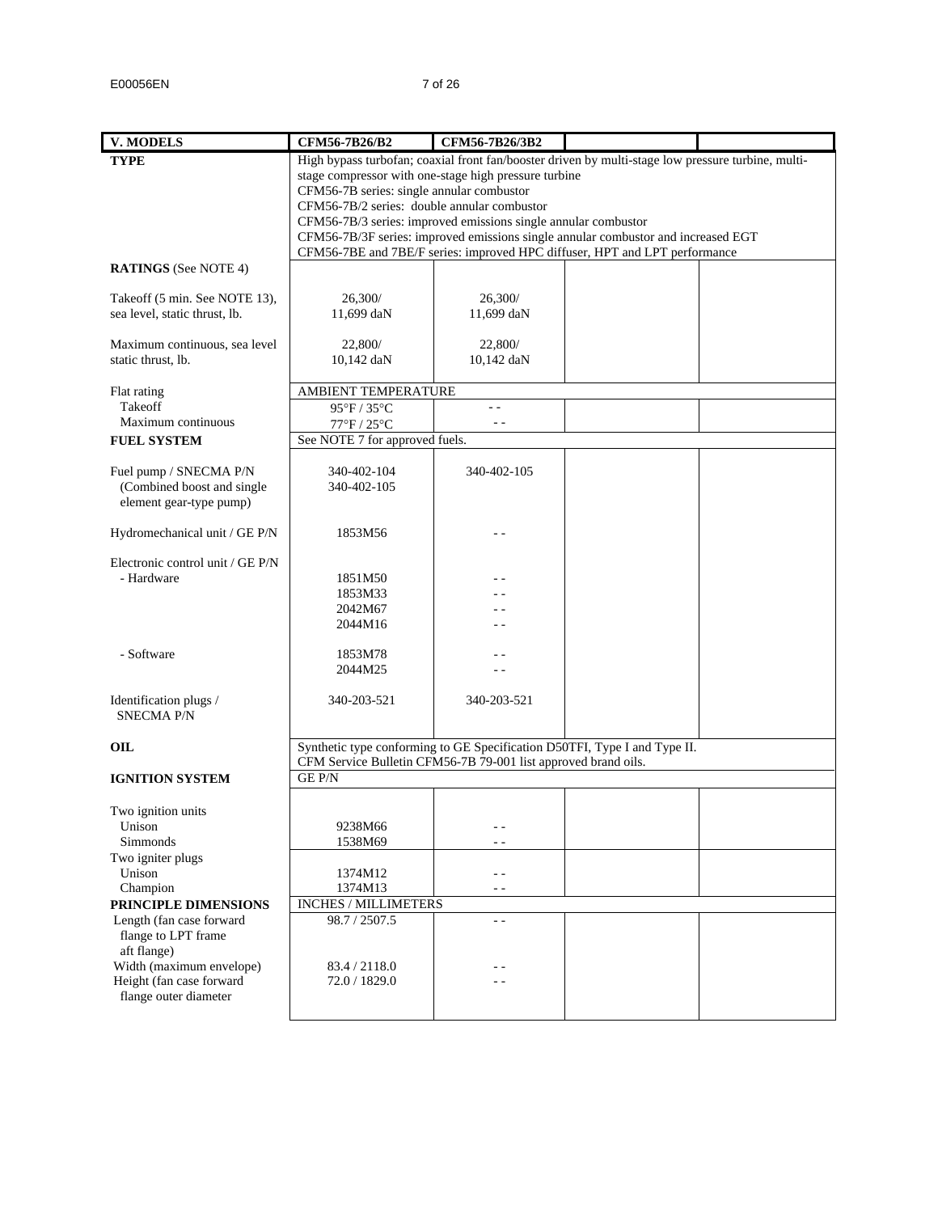| V. MODELS | CFM56-7B26/B2 | CFM56-7B26/3B2 | | |
|---|---|---|---|---|
| **TYPE** | High bypass turbofan; coaxial front fan/booster driven by multi-stage low pressure turbine, multi-stage compressor with one-stage high pressure turbine<br>CFM56-7B series: single annular combustor<br>CFM56-7B/2 series: double annular combustor<br>CFM56-7B/3 series: improved emissions single annular combustor<br>CFM56-7B/3F series: improved emissions single annular combustor and increased EGT<br>CFM56-7BE and 7BE/F series: improved HPC diffuser, HPT and LPT performance | | | |
| **RATINGS** (See NOTE 4) | | | | |
| Takeoff (5 min. See NOTE 13), sea level, static thrust, lb. | 26,300/<br>11,699 daN | 26,300/<br>11,699 daN | | |
| Maximum continuous, sea level static thrust, lb. | 22,800/<br>10,142 daN | 22,800/<br>10,142 daN | | |
| Flat rating | AMBIENT TEMPERATURE | | | |
| Takeoff | 95°F / 35°C | - - | | |
| Maximum continuous | 77°F / 25°C | - - | | |
| **FUEL SYSTEM** | See NOTE 7 for approved fuels. | | | |
| Fuel pump / SNECMA P/N (Combined boost and single element gear-type pump) | 340-402-104<br>340-402-105 | 340-402-105 | | |
| Hydromechanical unit / GE P/N | 1853M56 | - - | | |
| Electronic control unit / GE P/N<br>- Hardware | 1851M50<br>1853M33<br>2042M67<br>2044M16 | - -<br>- -<br>- -<br>- - | | |
| - Software | 1853M78<br>2044M25 | - -<br>- - | | |
| Identification plugs / SNECMA P/N | 340-203-521 | 340-203-521 | | |
| **OIL** | Synthetic type conforming to GE Specification D50TFI, Type I and Type II.<br>CFM Service Bulletin CFM56-7B 79-001 list approved brand oils. | | | |
| **IGNITION SYSTEM** | GE P/N | | | |
| Two ignition units<br>Unison<br>Simmonds | <br>9238M66<br>1538M69 | <br>- -<br>- - | | |
| Two igniter plugs<br>Unison<br>Champion | <br>1374M12<br>1374M13 | <br>- -<br>- - | | |
| **PRINCIPLE DIMENSIONS** | INCHES / MILLIMETERS | | | |
| Length (fan case forward flange to LPT frame aft flange) | 98.7 / 2507.5 | - - | | |
| Width (maximum envelope) | 83.4 / 2118.0 | - - | | |
| Height (fan case forward flange outer diameter | 72.0 / 1829.0 | - - | | |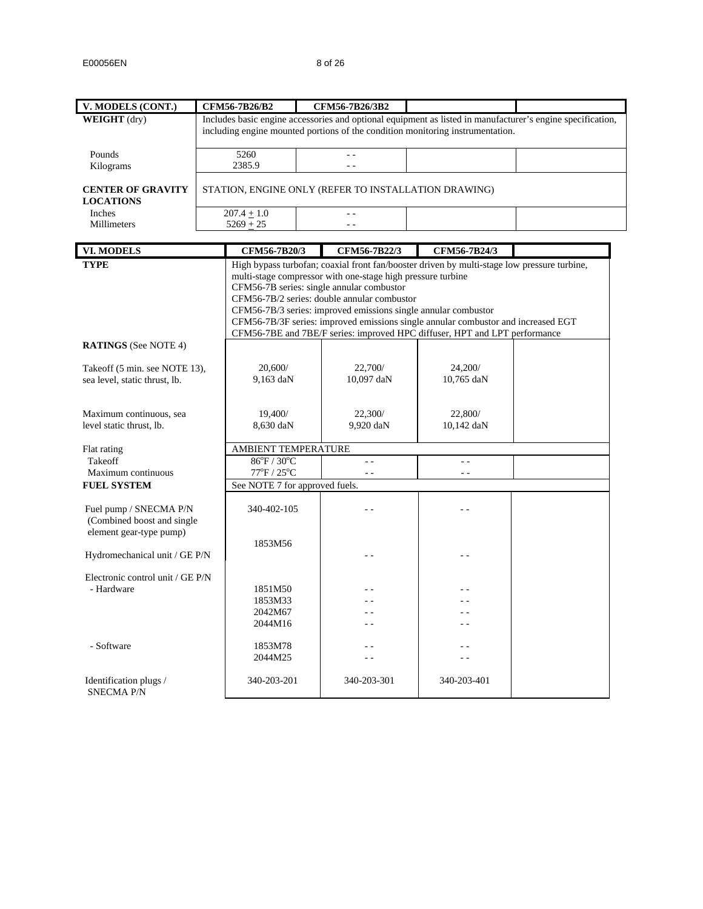| V. MODELS (CONT.) | CFM56-7B26/B2 | CFM56-7B26/3B2 | | |
|---|---|---|---|---|
| **WEIGHT** (dry) | Includes basic engine accessories and optional equipment as listed in manufacturer's engine specification, including engine mounted portions of the condition monitoring instrumentation. | | | |
| Pounds<br>Kilograms | 5260<br>2385.9 | - -<br>- - | | |
| **CENTER OF GRAVITY LOCATIONS** | STATION, ENGINE ONLY (REFER TO INSTALLATION DRAWING) | | | |
| Inches<br>Millimeters | 207.4 ± 1.0<br>5269 ± 25 | - -<br>- - | | |

| VI. MODELS | CFM56-7B20/3 | CFM56-7B22/3 | CFM56-7B24/3 | |
|---|---|---|---|---|
| **TYPE** | High bypass turbofan; coaxial front fan/booster driven by multi-stage low pressure turbine, multi-stage compressor with one-stage high pressure turbine<br>CFM56-7B series: single annular combustor<br>CFM56-7B/2 series: double annular combustor<br>CFM56-7B/3 series: improved emissions single annular combustor<br>CFM56-7B/3F series: improved emissions single annular combustor and increased EGT<br>CFM56-7BE and 7BE/F series: improved HPC diffuser, HPT and LPT performance | | | |
| **RATINGS** (See NOTE 4) | | | | |
| Takeoff (5 min. see NOTE 13), sea level, static thrust, lb. | 20,600/<br>9,163 daN | 22,700/<br>10,097 daN | 24,200/<br>10,765 daN | |
| Maximum continuous, sea level static thrust, lb. | 19,400/<br>8,630 daN | 22,300/<br>9,920 daN | 22,800/<br>10,142 daN | |
| Flat rating | AMBIENT TEMPERATURE | | | |
| Takeoff<br>Maximum continuous | 86°F / 30°C<br>77°F / 25°C | - -<br>- - | - -<br>- - | |
| **FUEL SYSTEM** | See NOTE 7 for approved fuels. | | | |
| Fuel pump / SNECMA P/N (Combined boost and single element gear-type pump) | 340-402-105 | - - | - - | |
| Hydromechanical unit / GE P/N | 1853M56 | - - | - - | |
| Electronic control unit / GE P/N<br>- Hardware | 1851M50<br>1853M33<br>2042M67<br>2044M16 | - -<br>- -<br>- -<br>- - | - -<br>- -<br>- -<br>- - | |
| - Software | 1853M78<br>2044M25 | - -<br>- - | - -<br>- - | |
| Identification plugs / SNECMA P/N | 340-203-201 | 340-203-301 | 340-203-401 | |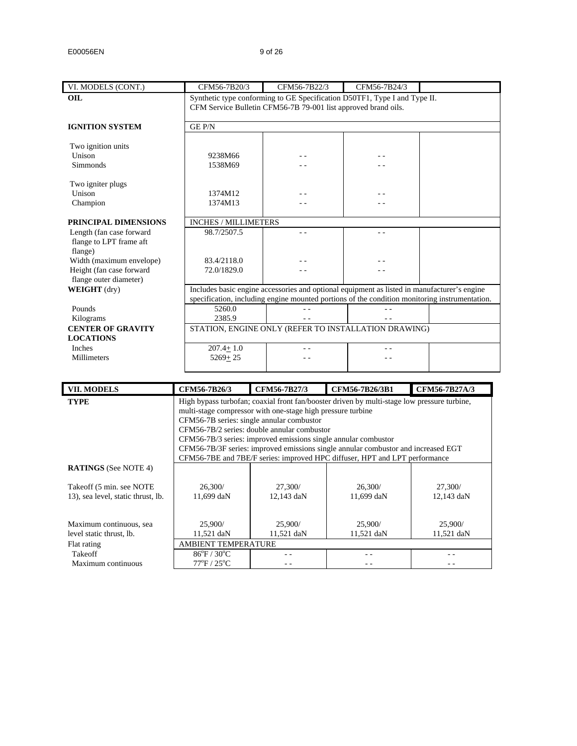| VI. MODELS (CONT.) | CFM56-7B20/3 | CFM56-7B22/3 | CFM56-7B24/3 | |
|---|---|---|---|---|
| **OIL** | Synthetic type conforming to GE Specification D50TF1, Type I and Type II. CFM Service Bulletin CFM56-7B 79-001 list approved brand oils. | | | |
| **IGNITION SYSTEM** | GE P/N | | | |
| Two ignition units | | | | |
| Unison | 9238M66 | - - | - - | |
| Simmonds | 1538M69 | - - | - - | |
| Two igniter plugs | | | | |
| Unison | 1374M12 | - - | - - | |
| Champion | 1374M13 | - - | - - | |
| **PRINCIPAL DIMENSIONS** | INCHES / MILLIMETERS | | | |
| Length (fan case forward flange to LPT frame aft flange) | 98.7/2507.5 | - - | - - | |
| Width (maximum envelope) | 83.4/2118.0 | - - | - - | |
| Height (fan case forward flange outer diameter) | 72.0/1829.0 | - - | - - | |
| **WEIGHT** (dry) | Includes basic engine accessories and optional equipment as listed in manufacturer's engine specification, including engine mounted portions of the condition monitoring instrumentation. | | | |
| Pounds | 5260.0 | - - | - - | |
| Kilograms | 2385.9 | - - | - - | |
| **CENTER OF GRAVITY LOCATIONS** | STATION, ENGINE ONLY (REFER TO INSTALLATION DRAWING) | | | |
| Inches | 207.4± 1.0 | - - | - - | |
| Millimeters | 5269± 25 | - - | - - | |

| **VII. MODELS** | **CFM56-7B26/3** | **CFM56-7B27/3** | **CFM56-7B26/3B1** | **CFM56-7B27A/3** |
|---|---|---|---|---|
| **TYPE** | High bypass turbofan; coaxial front fan/booster driven by multi-stage low pressure turbine, multi-stage compressor with one-stage high pressure turbine<br>CFM56-7B series: single annular combustor<br>CFM56-7B/2 series: double annular combustor<br>CFM56-7B/3 series: improved emissions single annular combustor<br>CFM56-7B/3F series: improved emissions single annular combustor and increased EGT<br>CFM56-7BE and 7BE/F series: improved HPC diffuser, HPT and LPT performance | | | |
| **RATINGS** (See NOTE 4) | | | | |
| Takeoff (5 min. see NOTE 13), sea level, static thrust, lb. | 26,300/ 11,699 daN | 27,300/ 12,143 daN | 26,300/ 11,699 daN | 27,300/ 12,143 daN |
| Maximum continuous, sea level static thrust, lb. | 25,900/ 11,521 daN | 25,900/ 11,521 daN | 25,900/ 11,521 daN | 25,900/ 11,521 daN |
| Flat rating | AMBIENT TEMPERATURE | | | |
| Takeoff | 86°F / 30°C | - - | - - | - - |
| Maximum continuous | 77°F / 25°C | - - | - - | - - |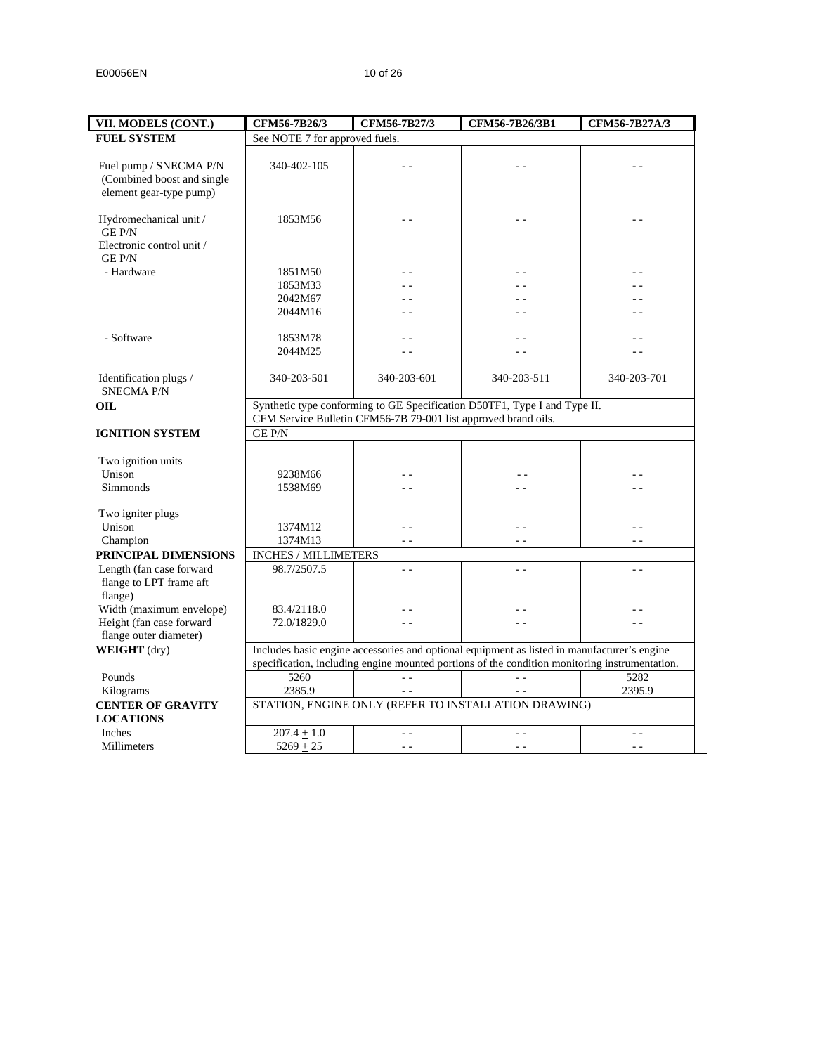| VII. MODELS (CONT.) | CFM56-7B26/3 | CFM56-7B27/3 | CFM56-7B26/3B1 | CFM56-7B27A/3 |
|---|---|---|---|---|
| **FUEL SYSTEM** | See NOTE 7 for approved fuels. | | | |
| Fuel pump / SNECMA P/N (Combined boost and single element gear-type pump) | 340-402-105 | - - | - - | - - |
| Hydromechanical unit / GE P/N | 1853M56 | - - | - - | - - |
| Electronic control unit / GE P/N | | | | |
| - Hardware | 1851M50<br>1853M33<br>2042M67<br>2044M16 | - -<br>- -<br>- -<br>- - | - -<br>- -<br>- -<br>- - | - -<br>- -<br>- -<br>- - |
| - Software | 1853M78<br>2044M25 | - -<br>- - | - -<br>- - | - -<br>- - |
| Identification plugs / SNECMA P/N | 340-203-501 | 340-203-601 | 340-203-511 | 340-203-701 |
| **OIL** | Synthetic type conforming to GE Specification D50TF1, Type I and Type II. CFM Service Bulletin CFM56-7B 79-001 list approved brand oils. | | | |
| **IGNITION SYSTEM** | GE P/N | | | |
| Two ignition units | | | | |
| Unison | 9238M66 | - - | - - | - - |
| Simmonds | 1538M69 | - - | - - | - - |
| Two igniter plugs | | | | |
| Unison | 1374M12 | - - | - - | - - |
| Champion | 1374M13 | - - | - - | - - |
| **PRINCIPAL DIMENSIONS** | INCHES / MILLIMETERS | | | |
| Length (fan case forward flange to LPT frame aft flange) | 98.7/2507.5 | - - | - - | - - |
| Width (maximum envelope) | 83.4/2118.0 | - - | - - | - - |
| Height (fan case forward flange outer diameter) | 72.0/1829.0 | - - | - - | - - |
| **WEIGHT** (dry) | Includes basic engine accessories and optional equipment as listed in manufacturer's engine specification, including engine mounted portions of the condition monitoring instrumentation. | | | |
| Pounds | 5260 | - - | - - | 5282 |
| Kilograms | 2385.9 | - - | - - | 2395.9 |
| **CENTER OF GRAVITY LOCATIONS** | STATION, ENGINE ONLY (REFER TO INSTALLATION DRAWING) | | | |
| Inches | 207.4 ± 1.0 | - - | - - | - - |
| Millimeters | 5269 ± 25 | - - | - - | - - |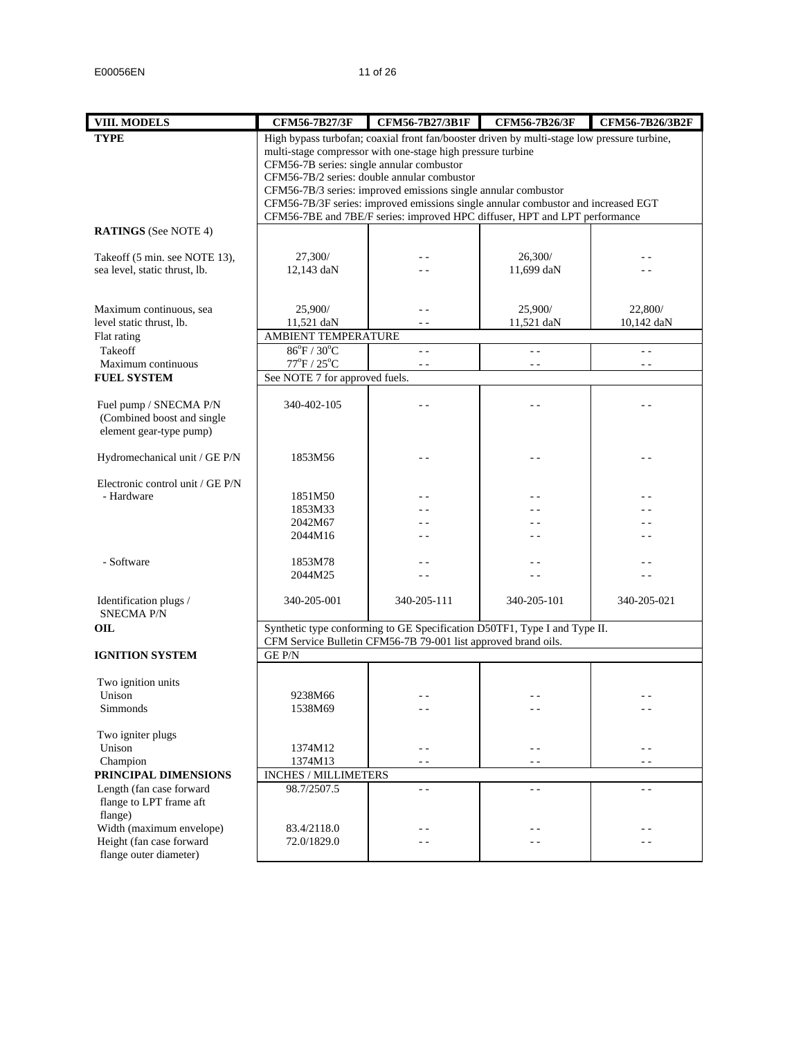| VIII. MODELS | CFM56-7B27/3F | CFM56-7B27/3B1F | CFM56-7B26/3F | CFM56-7B26/3B2F |
|---|---|---|---|---|
| **TYPE** | High bypass turbofan; coaxial front fan/booster driven by multi-stage low pressure turbine, multi-stage compressor with one-stage high pressure turbine<br>CFM56-7B series: single annular combustor<br>CFM56-7B/2 series: double annular combustor<br>CFM56-7B/3 series: improved emissions single annular combustor<br>CFM56-7B/3F series: improved emissions single annular combustor and increased EGT<br>CFM56-7BE and 7BE/F series: improved HPC diffuser, HPT and LPT performance | | | |
| **RATINGS** (See NOTE 4) | | | | |
| Takeoff (5 min. see NOTE 13), sea level, static thrust, lb. | 27,300/<br>12,143 daN | - -<br>- - | 26,300/<br>11,699 daN | - -<br>- - |
| Maximum continuous, sea level static thrust, lb. | 25,900/<br>11,521 daN | - -<br>- - | 25,900/<br>11,521 daN | 22,800/<br>10,142 daN |
| Flat rating | AMBIENT TEMPERATURE | | | |
| Takeoff | 86°F / 30°C | - - | - - | - - |
| Maximum continuous | 77°F / 25°C | - - | - - | - - |
| **FUEL SYSTEM** | See NOTE 7 for approved fuels. | | | |
| Fuel pump / SNECMA P/N (Combined boost and single element gear-type pump) | 340-402-105 | - - | - - | - - |
| Hydromechanical unit / GE P/N | 1853M56 | - - | - - | - - |
| Electronic control unit / GE P/N<br>- Hardware | 1851M50<br>1853M33<br>2042M67<br>2044M16 | - -<br>- -<br>- -<br>- - | - -<br>- -<br>- -<br>- - | - -<br>- -<br>- -<br>- - |
| - Software | 1853M78<br>2044M25 | - -<br>- - | - -<br>- - | - -<br>- - |
| Identification plugs / SNECMA P/N | 340-205-001 | 340-205-111 | 340-205-101 | 340-205-021 |
| **OIL** | Synthetic type conforming to GE Specification D50TF1, Type I and Type II.<br>CFM Service Bulletin CFM56-7B 79-001 list approved brand oils. | | | |
| **IGNITION SYSTEM** | GE P/N | | | |
| Two ignition units<br>Unison<br>Simmonds | <br>9238M66<br>1538M69 | <br>- -<br>- - | <br>- -<br>- - | <br>- -<br>- - |
| Two igniter plugs<br>Unison<br>Champion | <br>1374M12<br>1374M13 | <br>- -<br>- - | <br>- -<br>- - | <br>- -<br>- - |
| **PRINCIPAL DIMENSIONS** | INCHES / MILLIMETERS | | | |
| Length (fan case forward flange to LPT frame aft flange) | 98.7/2507.5 | - - | - - | - - |
| Width (maximum envelope) | 83.4/2118.0 | - - | - - | - - |
| Height (fan case forward flange outer diameter) | 72.0/1829.0 | - - | - - | - - |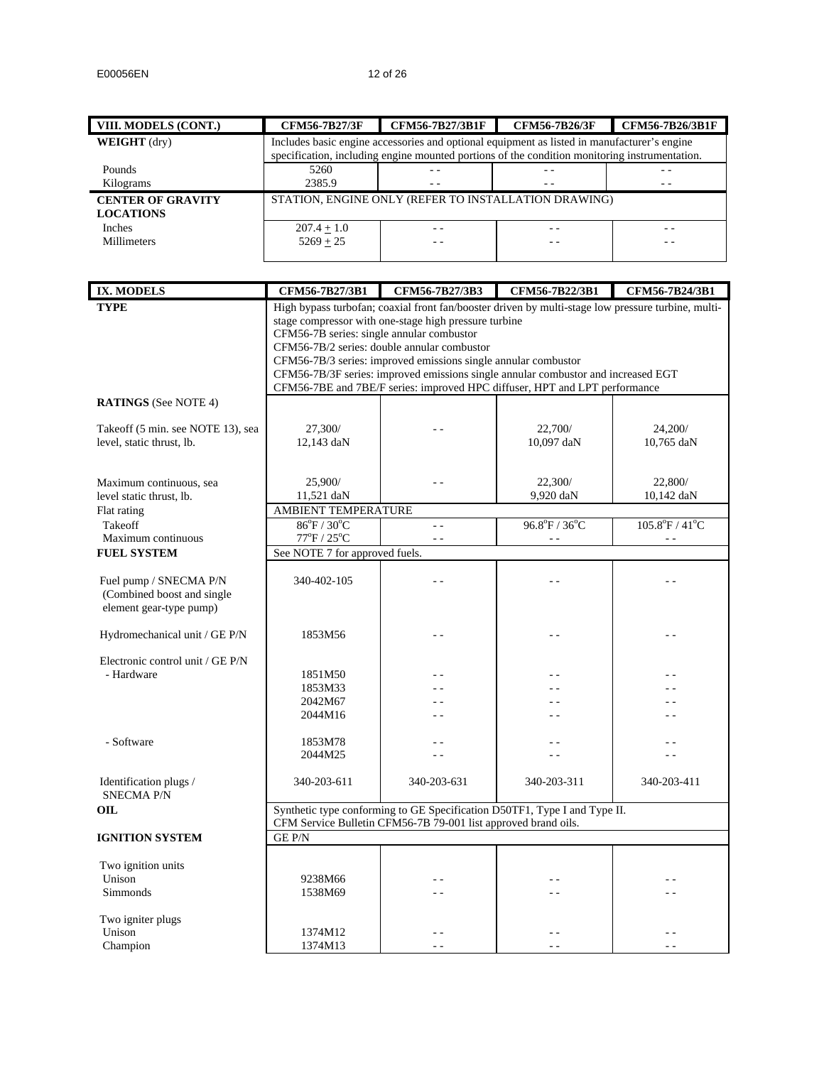| VIII. MODELS (CONT.) | CFM56-7B27/3F | CFM56-7B27/3B1F | CFM56-7B26/3F | CFM56-7B26/3B1F |
|---|---|---|---|---|
| **WEIGHT** (dry) | Includes basic engine accessories and optional equipment as listed in manufacturer's engine specification, including engine mounted portions of the condition monitoring instrumentation. | | | |
| Pounds | 5260 | - - | - - | - - |
| Kilograms | 2385.9 | - - | - - | - - |
| **CENTER OF GRAVITY LOCATIONS** | STATION, ENGINE ONLY (REFER TO INSTALLATION DRAWING) | | | |
| Inches | 207.4 ± 1.0 | - - | - - | - - |
| Millimeters | 5269 ± 25 | - - | - - | - - |

| IX. MODELS | CFM56-7B27/3B1 | CFM56-7B27/3B3 | CFM56-7B22/3B1 | CFM56-7B24/3B1 |
|---|---|---|---|---|
| **TYPE** | High bypass turbofan; coaxial front fan/booster driven by multi-stage low pressure turbine, multi-stage compressor with one-stage high pressure turbine<br>CFM56-7B series: single annular combustor<br>CFM56-7B/2 series: double annular combustor<br>CFM56-7B/3 series: improved emissions single annular combustor<br>CFM56-7B/3F series: improved emissions single annular combustor and increased EGT<br>CFM56-7BE and 7BE/F series: improved HPC diffuser, HPT and LPT performance | | | |
| **RATINGS** (See NOTE 4) | | | | |
| Takeoff (5 min. see NOTE 13), sea level, static thrust, lb. | 27,300/<br>12,143 daN | - - | 22,700/<br>10,097 daN | 24,200/<br>10,765 daN |
| Maximum continuous, sea level static thrust, lb. | 25,900/<br>11,521 daN | - - | 22,300/<br>9,920 daN | 22,800/<br>10,142 daN |
| Flat rating | AMBIENT TEMPERATURE | | | |
| Takeoff | 86°F / 30°C | - - | 96.8°F / 36°C | 105.8°F / 41°C |
| Maximum continuous | 77°F / 25°C | - - | - - | - - |
| **FUEL SYSTEM** | See NOTE 7 for approved fuels. | | | |
| Fuel pump / SNECMA P/N (Combined boost and single element gear-type pump) | 340-402-105 | - - | - - | - - |
| Hydromechanical unit / GE P/N | 1853M56 | - - | - - | - - |
| Electronic control unit / GE P/N | | | | |
| - Hardware | 1851M50<br>1853M33<br>2042M67<br>2044M16 | - -<br>- -<br>- -<br>- - | - -<br>- -<br>- -<br>- - | - -<br>- -<br>- -<br>- - |
| - Software | 1853M78<br>2044M25 | - -<br>- - | - -<br>- - | - -<br>- - |
| Identification plugs / SNECMA P/N | 340-203-611 | 340-203-631 | 340-203-311 | 340-203-411 |
| **OIL** | Synthetic type conforming to GE Specification D50TF1, Type I and Type II.<br>CFM Service Bulletin CFM56-7B 79-001 list approved brand oils. | | | |
| **IGNITION SYSTEM** | GE P/N | | | |
| Two ignition units | | | | |
| Unison | 9238M66 | - - | - - | - - |
| Simmonds | 1538M69 | - - | - - | - - |
| Two igniter plugs | | | | |
| Unison | 1374M12 | - - | - - | - - |
| Champion | 1374M13 | - - | - - | - - |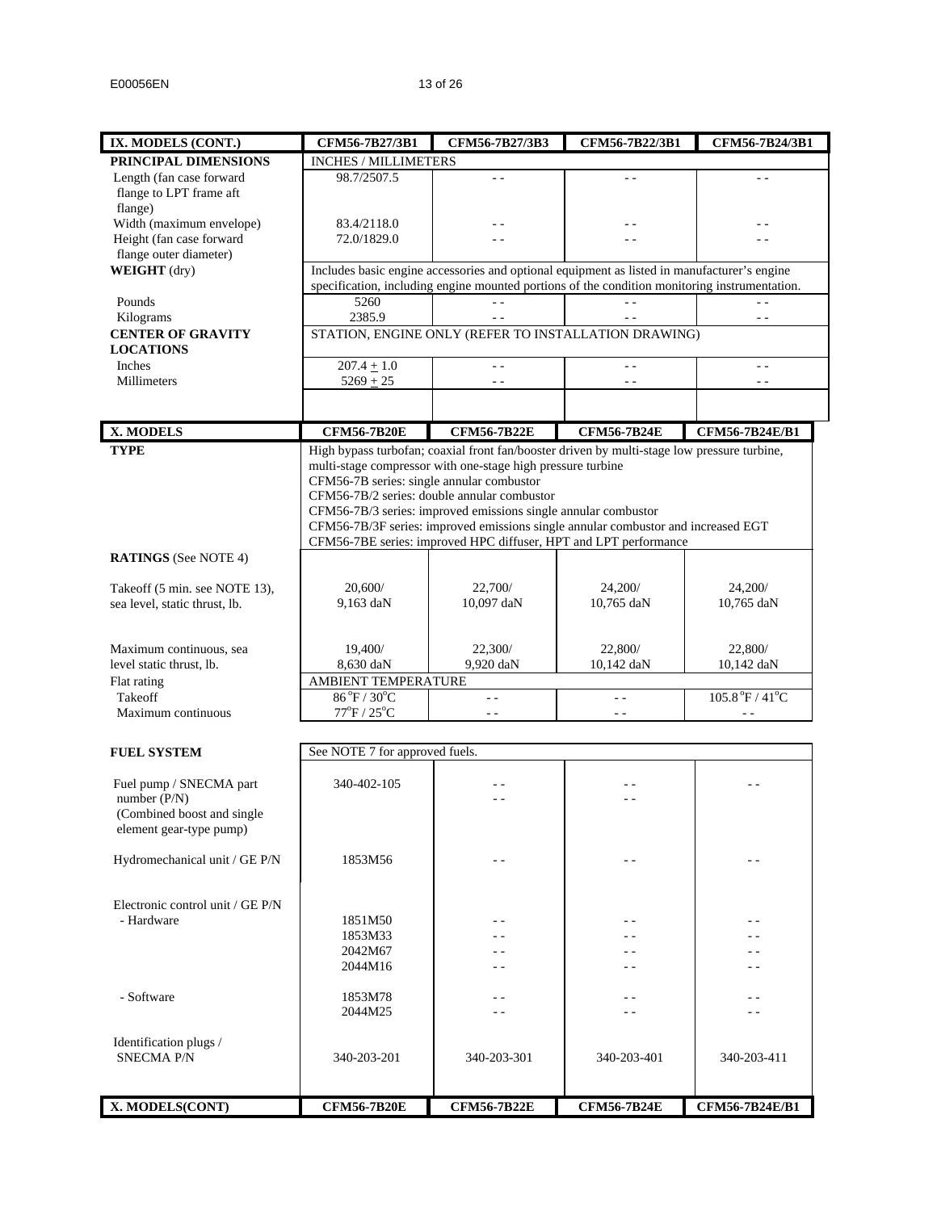| IX. MODELS (CONT.) | CFM56-7B27/3B1 | CFM56-7B27/3B3 | CFM56-7B22/3B1 | CFM56-7B24/3B1 |
|---|---|---|---|---|
| **PRINCIPAL DIMENSIONS** | INCHES / MILLIMETERS | | | |
| Length (fan case forward flange to LPT frame aft flange) | 98.7/2507.5 | - - | - - | - - |
| Width (maximum envelope) | 83.4/2118.0 | - - | - - | - - |
| Height (fan case forward flange outer diameter) | 72.0/1829.0 | - - | - - | - - |
| **WEIGHT** (dry) | Includes basic engine accessories and optional equipment as listed in manufacturer's engine specification, including engine mounted portions of the condition monitoring instrumentation. | | | |
| Pounds | 5260 | - - | - - | - - |
| Kilograms | 2385.9 | - - | - - | - - |
| **CENTER OF GRAVITY LOCATIONS** | STATION, ENGINE ONLY (REFER TO INSTALLATION DRAWING) | | | |
| Inches | $207.4 \pm 1.0$ | - - | - - | - - |
| Millimeters | $5269 \pm 25$ | - - | - - | - - |

| X. MODELS | CFM56-7B20E | CFM56-7B22E | CFM56-7B24E | CFM56-7B24E/B1 |
|---|---|---|---|---|
| **TYPE** | High bypass turbofan; coaxial front fan/booster driven by multi-stage low pressure turbine, multi-stage compressor with one-stage high pressure turbine<br>CFM56-7B series: single annular combustor<br>CFM56-7B/2 series: double annular combustor<br>CFM56-7B/3 series: improved emissions single annular combustor<br>CFM56-7B/3F series: improved emissions single annular combustor and increased EGT<br>CFM56-7BE series: improved HPC diffuser, HPT and LPT performance | | | |
| **RATINGS** (See NOTE 4) | | | | |
| Takeoff (5 min. see NOTE 13), sea level, static thrust, lb. | 20,600/<br>9,163 daN | 22,700/<br>10,097 daN | 24,200/<br>10,765 daN | 24,200/<br>10,765 daN |
| Maximum continuous, sea level static thrust, lb. | 19,400/<br>8,630 daN | 22,300/<br>9,920 daN | 22,800/<br>10,142 daN | 22,800/<br>10,142 daN |
| Flat rating | AMBIENT TEMPERATURE | | | |
| Takeoff | 86 °F / 30°C | - - | - - | 105.8 °F / 41°C |
| Maximum continuous | 77°F / 25°C | - - | - - | - - |
| **FUEL SYSTEM** | See NOTE 7 for approved fuels. | | | |
| Fuel pump / SNECMA part number (P/N)<br>(Combined boost and single element gear-type pump) | 340-402-105 | - -<br>- - | - -<br>- - | - - |
| Hydromechanical unit / GE P/N | 1853M56 | - - | - - | - - |
| Electronic control unit / GE P/N<br>- Hardware | 1851M50<br>1853M33<br>2042M67<br>2044M16 | - -<br>- -<br>- -<br>- - | - -<br>- -<br>- -<br>- - | - -<br>- -<br>- -<br>- - |
| - Software | 1853M78<br>2044M25 | - -<br>- - | - -<br>- - | - -<br>- - |
| Identification plugs / SNECMA P/N | 340-203-201 | 340-203-301 | 340-203-401 | 340-203-411 |

| X. MODELS(CONT) | CFM56-7B20E | CFM56-7B22E | CFM56-7B24E | CFM56-7B24E/B1 |
|---|---|---|---|---|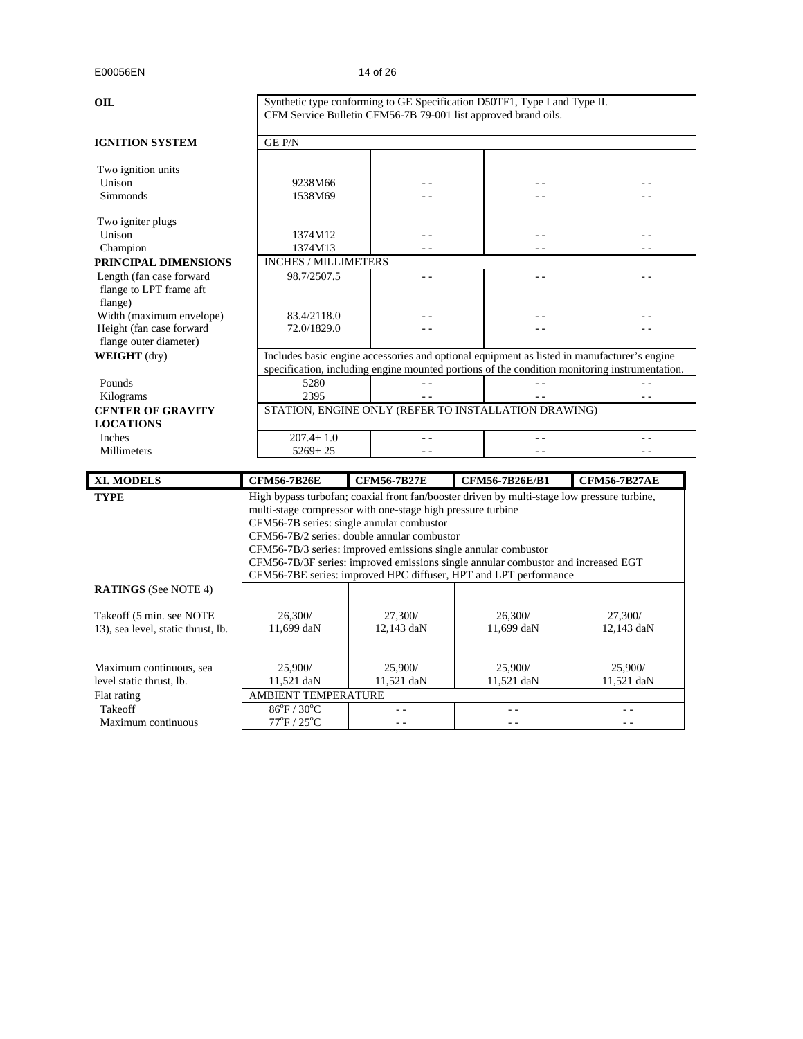| | | | | |
|---|---|---|---|---|
| **OIL** | Synthetic type conforming to GE Specification D50TF1, Type I and Type II. CFM Service Bulletin CFM56-7B 79-001 list approved brand oils. | | | |
| **IGNITION SYSTEM** | GE P/N | | | |
| Two ignition units | | | | |
| Unison | 9238M66 | - - | - - | - - |
| Simmonds | 1538M69 | - - | - - | - - |
| Two igniter plugs | | | | |
| Unison | 1374M12 | - - | - - | - - |
| Champion | 1374M13 | - - | - - | - - |
| **PRINCIPAL DIMENSIONS** | INCHES / MILLIMETERS | | | |
| Length (fan case forward flange to LPT frame aft flange) | 98.7/2507.5 | - - | - - | - - |
| Width (maximum envelope) | 83.4/2118.0 | - - | - - | - - |
| Height (fan case forward flange outer diameter) | 72.0/1829.0 | - - | - - | - - |
| **WEIGHT** (dry) | Includes basic engine accessories and optional equipment as listed in manufacturer's engine specification, including engine mounted portions of the condition monitoring instrumentation. | | | |
| Pounds | 5280 | - - | - - | - - |
| Kilograms | 2395 | - - | - - | - - |
| **CENTER OF GRAVITY LOCATIONS** | STATION, ENGINE ONLY (REFER TO INSTALLATION DRAWING) | | | |
| Inches | 207.4± 1.0 | - - | - - | - - |
| Millimeters | 5269± 25 | - - | - - | - - |

| **XI. MODELS** | **CFM56-7B26E** | **CFM56-7B27E** | **CFM56-7B26E/B1** | **CFM56-7B27AE** |
|---|---|---|---|---|
| **TYPE** | High bypass turbofan; coaxial front fan/booster driven by multi-stage low pressure turbine, multi-stage compressor with one-stage high pressure turbine<br>CFM56-7B series: single annular combustor<br>CFM56-7B/2 series: double annular combustor<br>CFM56-7B/3 series: improved emissions single annular combustor<br>CFM56-7B/3F series: improved emissions single annular combustor and increased EGT<br>CFM56-7BE series: improved HPC diffuser, HPT and LPT performance | | | |
| **RATINGS** (See NOTE 4) | | | | |
| Takeoff (5 min. see NOTE 13), sea level, static thrust, lb. | 26,300/ 11,699 daN | 27,300/ 12,143 daN | 26,300/ 11,699 daN | 27,300/ 12,143 daN |
| Maximum continuous, sea level static thrust, lb. | 25,900/ 11,521 daN | 25,900/ 11,521 daN | 25,900/ 11,521 daN | 25,900/ 11,521 daN |
| Flat rating | AMBIENT TEMPERATURE | | | |
| Takeoff | 86°F / 30°C | - - | - - | - - |
| Maximum continuous | 77°F / 25°C | - - | - - | - - |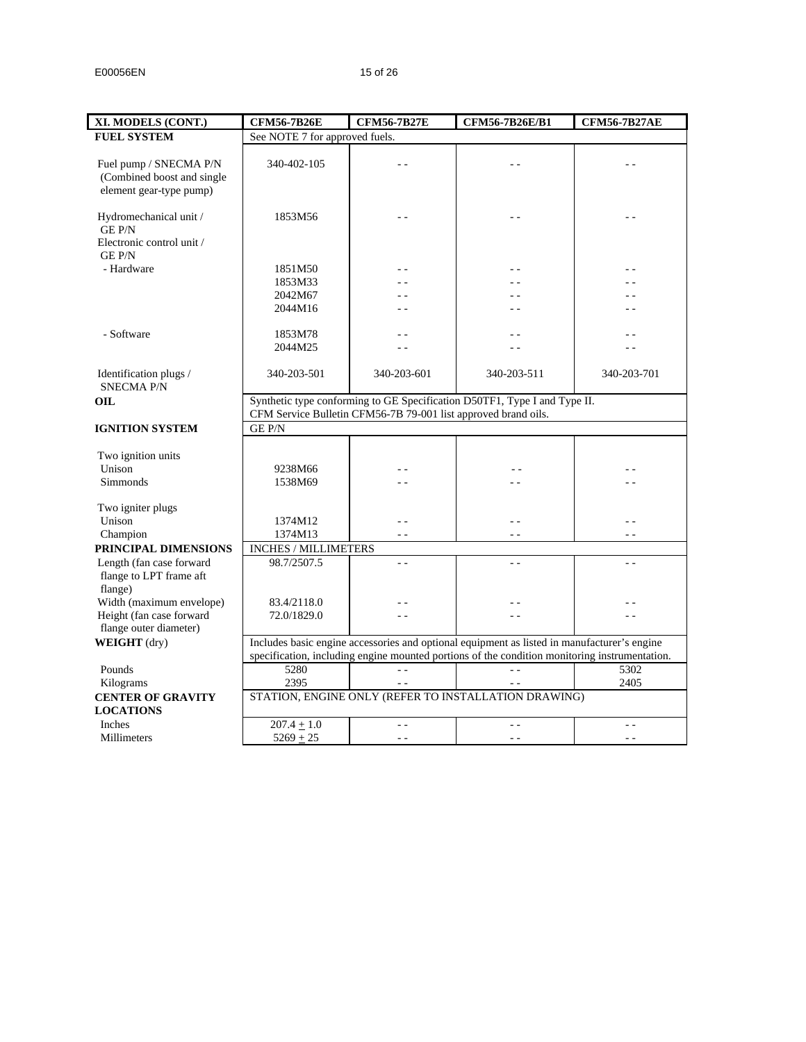| XI. MODELS (CONT.) | CFM56-7B26E | CFM56-7B27E | CFM56-7B26E/B1 | CFM56-7B27AE |
|---|---|---|---|---|
| **FUEL SYSTEM** | See NOTE 7 for approved fuels. | | | |
| Fuel pump / SNECMA P/N (Combined boost and single element gear-type pump) | 340-402-105 | - - | - - | - - |
| Hydromechanical unit / GE P/N | 1853M56 | - - | - - | - - |
| Electronic control unit / GE P/N | | | | |
| - Hardware | 1851M50<br>1853M33<br>2042M67<br>2044M16 | - -<br>- -<br>- -<br>- - | - -<br>- -<br>- -<br>- - | - -<br>- -<br>- -<br>- - |
| - Software | 1853M78<br>2044M25 | - -<br>- - | - -<br>- - | - -<br>- - |
| Identification plugs / SNECMA P/N | 340-203-501 | 340-203-601 | 340-203-511 | 340-203-701 |
| **OIL** | Synthetic type conforming to GE Specification D50TF1, Type I and Type II. CFM Service Bulletin CFM56-7B 79-001 list approved brand oils. | | | |
| **IGNITION SYSTEM** | GE P/N | | | |
| Two ignition units | | | | |
| Unison | 9238M66 | - - | - - | - - |
| Simmonds | 1538M69 | - - | - - | - - |
| Two igniter plugs | | | | |
| Unison | 1374M12 | - - | - - | - - |
| Champion | 1374M13 | - - | - - | - - |
| **PRINCIPAL DIMENSIONS** | INCHES / MILLIMETERS | | | |
| Length (fan case forward flange to LPT frame aft flange) | 98.7/2507.5 | - - | - - | - - |
| Width (maximum envelope) | 83.4/2118.0 | - - | - - | - - |
| Height (fan case forward flange outer diameter) | 72.0/1829.0 | - - | - - | - - |
| **WEIGHT** (dry) | Includes basic engine accessories and optional equipment as listed in manufacturer's engine specification, including engine mounted portions of the condition monitoring instrumentation. | | | |
| Pounds | 5280 | - - | - - | 5302 |
| Kilograms | 2395 | - - | - - | 2405 |
| **CENTER OF GRAVITY LOCATIONS** | STATION, ENGINE ONLY (REFER TO INSTALLATION DRAWING) | | | |
| Inches | 207.4 ± 1.0 | - - | - - | - - |
| Millimeters | 5269 ± 25 | - - | - - | - - |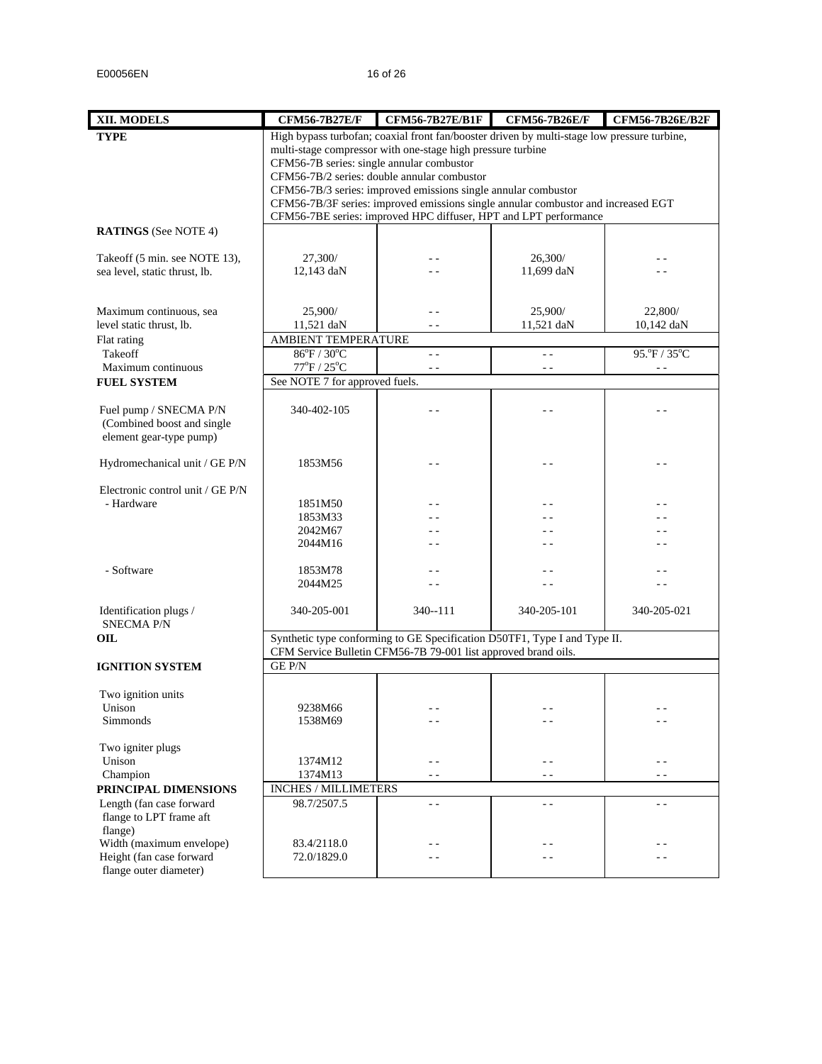| XII. MODELS | CFM56-7B27E/F | CFM56-7B27E/B1F | CFM56-7B26E/F | CFM56-7B26E/B2F |
|---|---|---|---|---|
| **TYPE** | High bypass turbofan; coaxial front fan/booster driven by multi-stage low pressure turbine, multi-stage compressor with one-stage high pressure turbine<br>CFM56-7B series: single annular combustor<br>CFM56-7B/2 series: double annular combustor<br>CFM56-7B/3 series: improved emissions single annular combustor<br>CFM56-7B/3F series: improved emissions single annular combustor and increased EGT<br>CFM56-7BE series: improved HPC diffuser, HPT and LPT performance | | | |
| **RATINGS** (See NOTE 4) | | | | |
| Takeoff (5 min. see NOTE 13), sea level, static thrust, lb. | 27,300/<br>12,143 daN | - -<br>- - | 26,300/<br>11,699 daN | - -<br>- - |
| Maximum continuous, sea level static thrust, lb. | 25,900/<br>11,521 daN | - -<br>- - | 25,900/<br>11,521 daN | 22,800/<br>10,142 daN |
| Flat rating | AMBIENT TEMPERATURE | | | |
| Takeoff | 86°F / 30°C | - - | - - | 95.°F / 35°C |
| Maximum continuous | 77°F / 25°C | - - | - - | - - |
| **FUEL SYSTEM** | See NOTE 7 for approved fuels. | | | |
| Fuel pump / SNECMA P/N (Combined boost and single element gear-type pump) | 340-402-105 | - - | - - | - - |
| Hydromechanical unit / GE P/N | 1853M56 | - - | - - | - - |
| Electronic control unit / GE P/N | | | | |
| - Hardware | 1851M50<br>1853M33<br>2042M67<br>2044M16 | - -<br>- -<br>- -<br>- - | - -<br>- -<br>- -<br>- - | - -<br>- -<br>- -<br>- - |
| - Software | 1853M78<br>2044M25 | - -<br>- - | - -<br>- - | - -<br>- - |
| Identification plugs / SNECMA P/N | 340-205-001 | 340--111 | 340-205-101 | 340-205-021 |
| **OIL** | Synthetic type conforming to GE Specification D50TF1, Type I and Type II.<br>CFM Service Bulletin CFM56-7B 79-001 list approved brand oils. | | | |
| **IGNITION SYSTEM** | GE P/N | | | |
| Two ignition units | | | | |
| Unison | 9238M66 | - - | - - | - - |
| Simmonds | 1538M69 | - - | - - | - - |
| Two igniter plugs | | | | |
| Unison | 1374M12 | - - | - - | - - |
| Champion | 1374M13 | - - | - - | - - |
| **PRINCIPAL DIMENSIONS** | INCHES / MILLIMETERS | | | |
| Length (fan case forward flange to LPT frame aft flange) | 98.7/2507.5 | - - | - - | - - |
| Width (maximum envelope) | 83.4/2118.0 | - - | - - | - - |
| Height (fan case forward flange outer diameter) | 72.0/1829.0 | - - | - - | - - |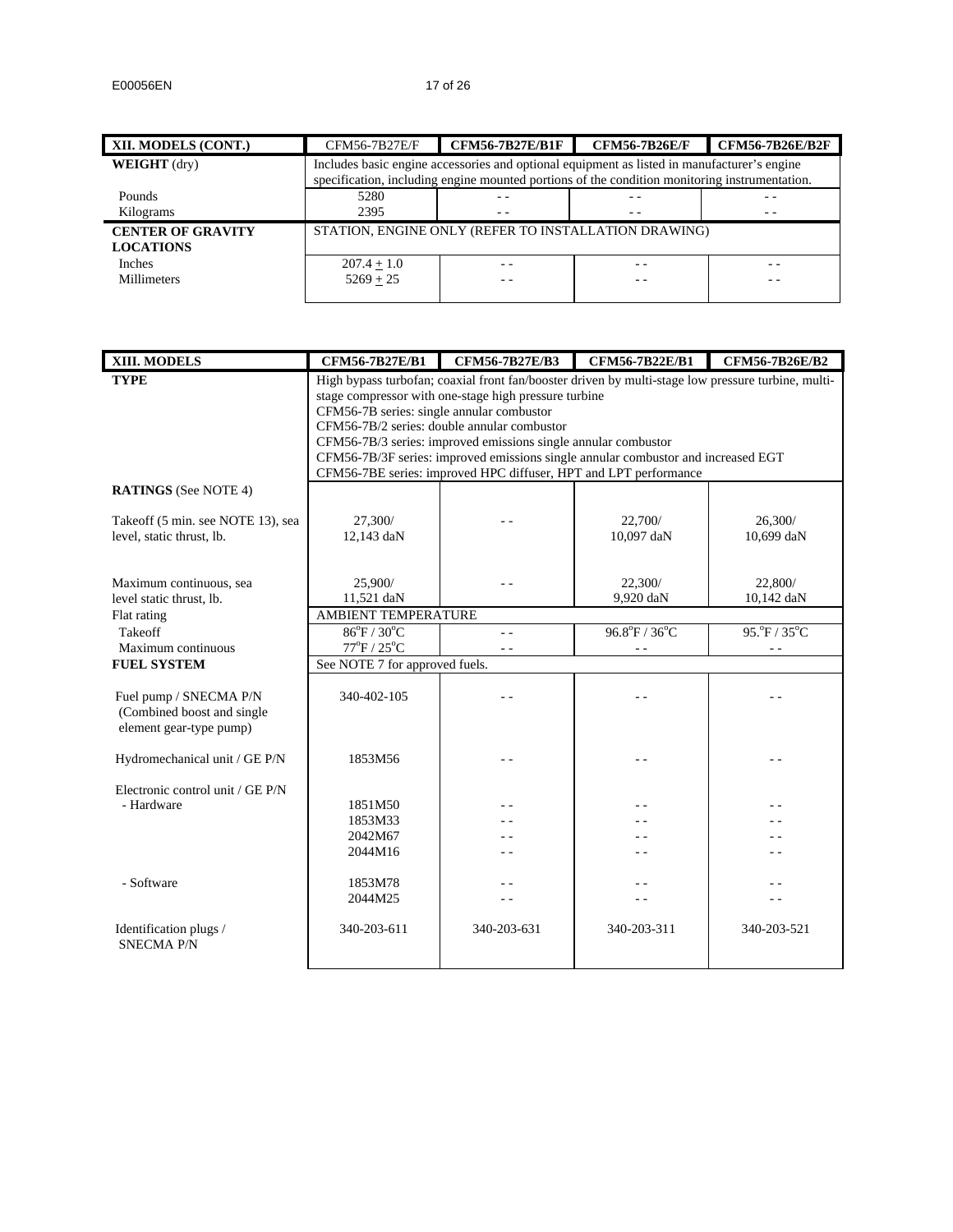| XII. MODELS (CONT.) | CFM56-7B27E/F | CFM56-7B27E/B1F | CFM56-7B26E/F | CFM56-7B26E/B2F |
|---|---|---|---|---|
| **WEIGHT** (dry) | Includes basic engine accessories and optional equipment as listed in manufacturer's engine specification, including engine mounted portions of the condition monitoring instrumentation. | | | |
| Pounds | 5280 | - - | - - | - - |
| Kilograms | 2395 | - - | - - | - - |
| **CENTER OF GRAVITY LOCATIONS** | STATION, ENGINE ONLY (REFER TO INSTALLATION DRAWING) | | | |
| Inches | 207.4 ± 1.0 | - - | - - | - - |
| Millimeters | 5269 ± 25 | - - | - - | - - |

| XIII. MODELS | CFM56-7B27E/B1 | CFM56-7B27E/B3 | CFM56-7B22E/B1 | CFM56-7B26E/B2 |
|---|---|---|---|---|
| **TYPE** | High bypass turbofan; coaxial front fan/booster driven by multi-stage low pressure turbine, multi-stage compressor with one-stage high pressure turbine<br>CFM56-7B series: single annular combustor<br>CFM56-7B/2 series: double annular combustor<br>CFM56-7B/3 series: improved emissions single annular combustor<br>CFM56-7B/3F series: improved emissions single annular combustor and increased EGT<br>CFM56-7BE series: improved HPC diffuser, HPT and LPT performance | | | |
| **RATINGS** (See NOTE 4) | | | | |
| Takeoff (5 min. see NOTE 13), sea level, static thrust, lb. | 27,300/<br>12,143 daN | - - | 22,700/<br>10,097 daN | 26,300/<br>10,699 daN |
| Maximum continuous, sea level static thrust, lb. | 25,900/<br>11,521 daN | - - | 22,300/<br>9,920 daN | 22,800/<br>10,142 daN |
| Flat rating | AMBIENT TEMPERATURE | | | |
| Takeoff | 86°F / 30°C | - - | 96.8°F / 36°C | 95.°F / 35°C |
| Maximum continuous | 77°F / 25°C | - - | - - | - - |
| **FUEL SYSTEM** | See NOTE 7 for approved fuels. | | | |
| Fuel pump / SNECMA P/N (Combined boost and single element gear-type pump) | 340-402-105 | - - | - - | - - |
| Hydromechanical unit / GE P/N | 1853M56 | - - | - - | - - |
| Electronic control unit / GE P/N<br>- Hardware | 1851M50<br>1853M33<br>2042M67<br>2044M16 | - -<br>- -<br>- -<br>- - | - -<br>- -<br>- -<br>- - | - -<br>- -<br>- -<br>- - |
| - Software | 1853M78<br>2044M25 | - -<br>- - | - -<br>- - | - -<br>- - |
| Identification plugs / SNECMA P/N | 340-203-611 | 340-203-631 | 340-203-311 | 340-203-521 |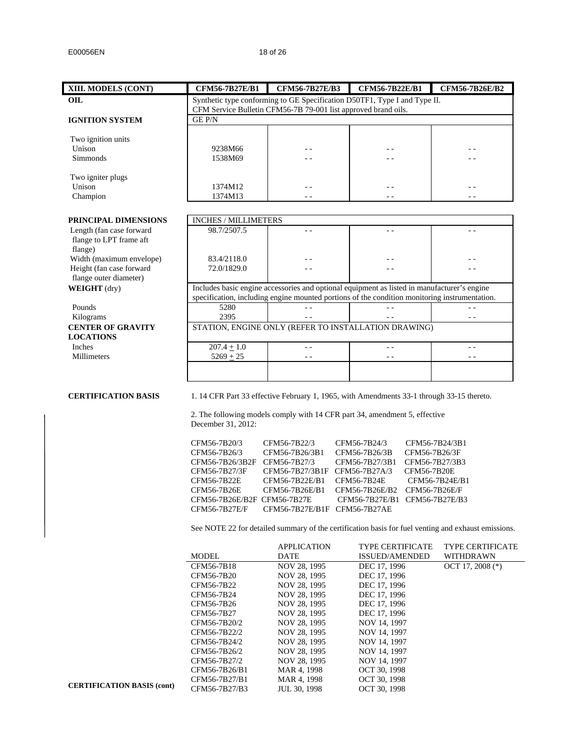| XIII. MODELS (CONT) | CFM56-7B27E/B1 | CFM56-7B27E/B3 | CFM56-7B22E/B1 | CFM56-7B26E/B2 |
|---|---|---|---|---|
| **OIL** | Synthetic type conforming to GE Specification D50TF1, Type I and Type II. CFM Service Bulletin CFM56-7B 79-001 list approved brand oils. | | | |
| **IGNITION SYSTEM** | GE P/N | | | |
| Two ignition units | | | | |
| Unison | 9238M66 | - - | - - | - - |
| Simmonds | 1538M69 | - - | - - | - - |
| Two igniter plugs | | | | |
| Unison | 1374M12 | - - | - - | - - |
| Champion | 1374M13 | - - | - - | - - |
| **PRINCIPAL DIMENSIONS** | INCHES / MILLIMETERS | | | |
| Length (fan case forward flange to LPT frame aft flange) | 98.7/2507.5 | - - | - - | - - |
| Width (maximum envelope) | 83.4/2118.0 | - - | - - | - - |
| Height (fan case forward flange outer diameter) | 72.0/1829.0 | - - | - - | - - |
| **WEIGHT** (dry) | Includes basic engine accessories and optional equipment as listed in manufacturer's engine specification, including engine mounted portions of the condition monitoring instrumentation. | | | |
| Pounds | 5280 | - - | - - | - - |
| Kilograms | 2395 | - - | - - | - - |
| **CENTER OF GRAVITY LOCATIONS** | STATION, ENGINE ONLY (REFER TO INSTALLATION DRAWING) | | | |
| Inches | 207.4 ± 1.0 | - - | - - | - - |
| Millimeters | 5269 ± 25 | - - | - - | - - |

**CERTIFICATION BASIS**

1. 14 CFR Part 33 effective February 1, 1965, with Amendments 33-1 through 33-15 thereto.

2. The following models comply with 14 CFR part 34, amendment 5, effective December 31, 2012:

| | | | |
|---|---|---|---|
| CFM56-7B20/3 | CFM56-7B22/3 | CFM56-7B24/3 | CFM56-7B24/3B1 |
| CFM56-7B26/3 | CFM56-7B26/3B1 | CFM56-7B26/3B | CFM56-7B26/3F |
| CFM56-7B26/3B2F | CFM56-7B27/3 | CFM56-7B27/3B1 | CFM56-7B27/3B3 |
| CFM56-7B27/3F | CFM56-7B27/3B1F | CFM56-7B27A/3 | CFM56-7B20E |
| CFM56-7B22E | CFM56-7B22E/B1 | CFM56-7B24E | CFM56-7B24E/B1 |
| CFM56-7B26E | CFM56-7B26E/B1 | CFM56-7B26E/B2 | CFM56-7B26E/F |
| CFM56-7B26E/B2F | CFM56-7B27E | CFM56-7B27E/B1 | CFM56-7B27E/B3 |
| CFM56-7B27E/F | CFM56-7B27E/B1F | CFM56-7B27AE | |

See NOTE 22 for detailed summary of the certification basis for fuel venting and exhaust emissions.

**CERTIFICATION BASIS (cont)**

| MODEL | APPLICATION DATE | TYPE CERTIFICATE ISSUED/AMENDED | TYPE CERTIFICATE WITHDRAWN |
|---|---|---|---|
| CFM56-7B18 | NOV 28, 1995 | DEC 17, 1996 | OCT 17, 2008 (*) |
| CFM56-7B20 | NOV 28, 1995 | DEC 17, 1996 | |
| CFM56-7B22 | NOV 28, 1995 | DEC 17, 1996 | |
| CFM56-7B24 | NOV 28, 1995 | DEC 17, 1996 | |
| CFM56-7B26 | NOV 28, 1995 | DEC 17, 1996 | |
| CFM56-7B27 | NOV 28, 1995 | DEC 17, 1996 | |
| CFM56-7B20/2 | NOV 28, 1995 | NOV 14, 1997 | |
| CFM56-7B22/2 | NOV 28, 1995 | NOV 14, 1997 | |
| CFM56-7B24/2 | NOV 28, 1995 | NOV 14, 1997 | |
| CFM56-7B26/2 | NOV 28, 1995 | NOV 14, 1997 | |
| CFM56-7B27/2 | NOV 28, 1995 | NOV 14, 1997 | |
| CFM56-7B26/B1 | MAR 4, 1998 | OCT 30, 1998 | |
| CFM56-7B27/B1 | MAR 4, 1998 | OCT 30, 1998 | |
| CFM56-7B27/B3 | JUL 30, 1998 | OCT 30, 1998 | |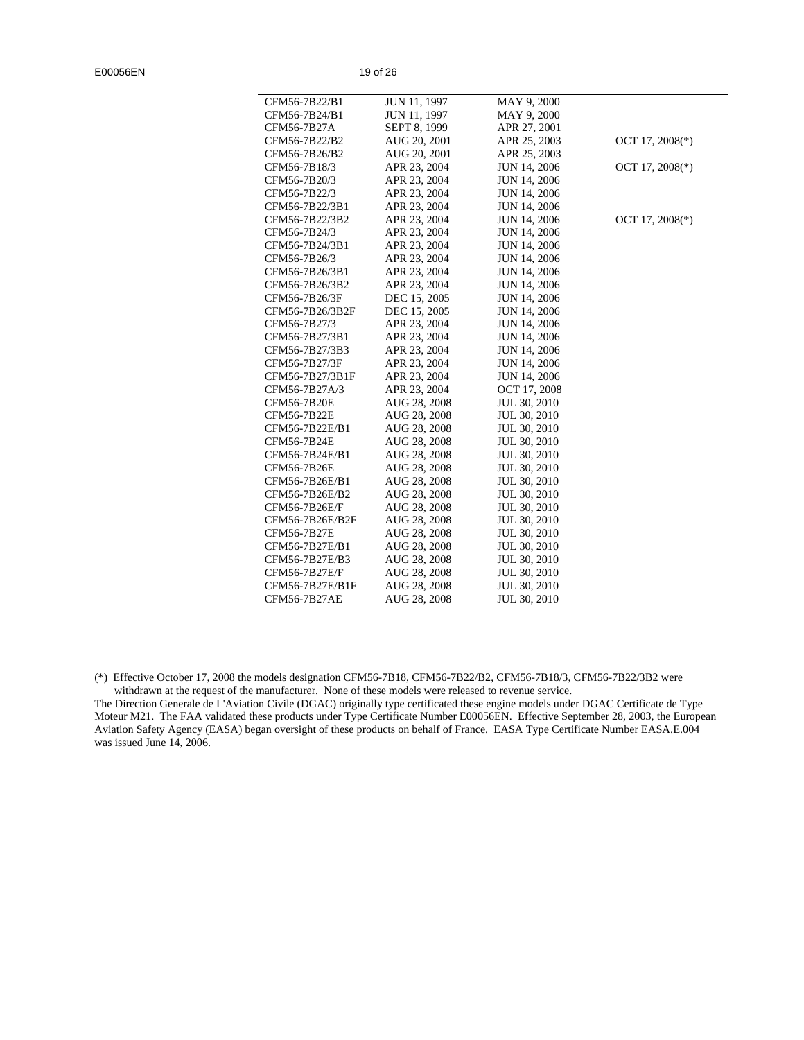| | | | |
|---|---|---|---|
| CFM56-7B22/B1 | JUN 11, 1997 | MAY 9, 2000 | |
| CFM56-7B24/B1 | JUN 11, 1997 | MAY 9, 2000 | |
| CFM56-7B27A | SEPT 8, 1999 | APR 27, 2001 | |
| CFM56-7B22/B2 | AUG 20, 2001 | APR 25, 2003 | OCT 17, 2008(*) |
| CFM56-7B26/B2 | AUG 20, 2001 | APR 25, 2003 | |
| CFM56-7B18/3 | APR 23, 2004 | JUN 14, 2006 | OCT 17, 2008(*) |
| CFM56-7B20/3 | APR 23, 2004 | JUN 14, 2006 | |
| CFM56-7B22/3 | APR 23, 2004 | JUN 14, 2006 | |
| CFM56-7B22/3B1 | APR 23, 2004 | JUN 14, 2006 | |
| CFM56-7B22/3B2 | APR 23, 2004 | JUN 14, 2006 | OCT 17, 2008(*) |
| CFM56-7B24/3 | APR 23, 2004 | JUN 14, 2006 | |
| CFM56-7B24/3B1 | APR 23, 2004 | JUN 14, 2006 | |
| CFM56-7B26/3 | APR 23, 2004 | JUN 14, 2006 | |
| CFM56-7B26/3B1 | APR 23, 2004 | JUN 14, 2006 | |
| CFM56-7B26/3B2 | APR 23, 2004 | JUN 14, 2006 | |
| CFM56-7B26/3F | DEC 15, 2005 | JUN 14, 2006 | |
| CFM56-7B26/3B2F | DEC 15, 2005 | JUN 14, 2006 | |
| CFM56-7B27/3 | APR 23, 2004 | JUN 14, 2006 | |
| CFM56-7B27/3B1 | APR 23, 2004 | JUN 14, 2006 | |
| CFM56-7B27/3B3 | APR 23, 2004 | JUN 14, 2006 | |
| CFM56-7B27/3F | APR 23, 2004 | JUN 14, 2006 | |
| CFM56-7B27/3B1F | APR 23, 2004 | JUN 14, 2006 | |
| CFM56-7B27A/3 | APR 23, 2004 | OCT 17, 2008 | |
| CFM56-7B20E | AUG 28, 2008 | JUL 30, 2010 | |
| CFM56-7B22E | AUG 28, 2008 | JUL 30, 2010 | |
| CFM56-7B22E/B1 | AUG 28, 2008 | JUL 30, 2010 | |
| CFM56-7B24E | AUG 28, 2008 | JUL 30, 2010 | |
| CFM56-7B24E/B1 | AUG 28, 2008 | JUL 30, 2010 | |
| CFM56-7B26E | AUG 28, 2008 | JUL 30, 2010 | |
| CFM56-7B26E/B1 | AUG 28, 2008 | JUL 30, 2010 | |
| CFM56-7B26E/B2 | AUG 28, 2008 | JUL 30, 2010 | |
| CFM56-7B26E/F | AUG 28, 2008 | JUL 30, 2010 | |
| CFM56-7B26E/B2F | AUG 28, 2008 | JUL 30, 2010 | |
| CFM56-7B27E | AUG 28, 2008 | JUL 30, 2010 | |
| CFM56-7B27E/B1 | AUG 28, 2008 | JUL 30, 2010 | |
| CFM56-7B27E/B3 | AUG 28, 2008 | JUL 30, 2010 | |
| CFM56-7B27E/F | AUG 28, 2008 | JUL 30, 2010 | |
| CFM56-7B27E/B1F | AUG 28, 2008 | JUL 30, 2010 | |
| CFM56-7B27AE | AUG 28, 2008 | JUL 30, 2010 | |

(*) Effective October 17, 2008 the models designation CFM56-7B18, CFM56-7B22/B2, CFM56-7B18/3, CFM56-7B22/3B2 were withdrawn at the request of the manufacturer. None of these models were released to revenue service.

The Direction Generale de L'Aviation Civile (DGAC) originally type certificated these engine models under DGAC Certificate de Type Moteur M21. The FAA validated these products under Type Certificate Number E00056EN. Effective September 28, 2003, the European Aviation Safety Agency (EASA) began oversight of these products on behalf of France. EASA Type Certificate Number EASA.E.004 was issued June 14, 2006.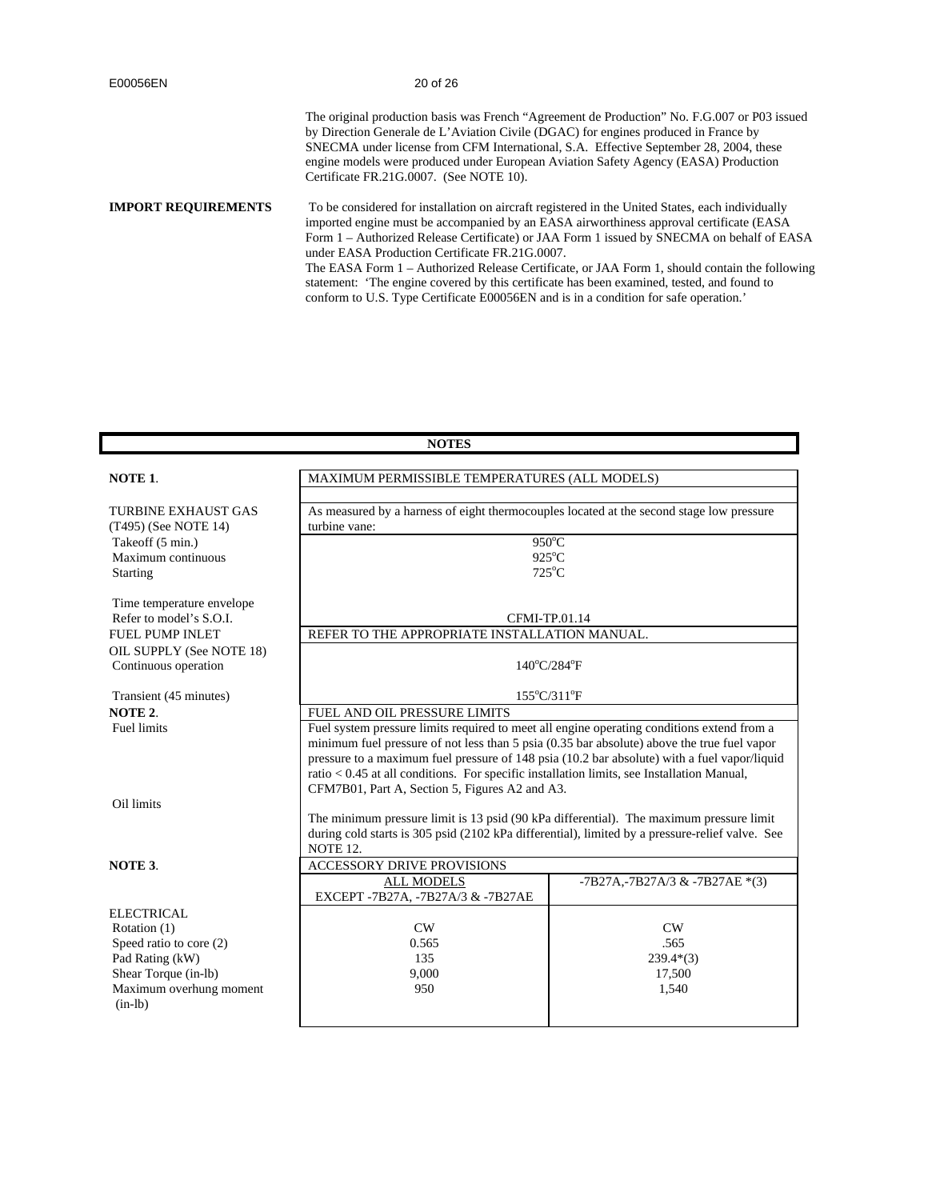The original production basis was French "Agreement de Production" No. F.G.007 or P03 issued by Direction Generale de L'Aviation Civile (DGAC) for engines produced in France by SNECMA under license from CFM International, S.A. Effective September 28, 2004, these engine models were produced under European Aviation Safety Agency (EASA) Production Certificate FR.21G.0007. (See NOTE 10).

**IMPORT REQUIREMENTS** To be considered for installation on aircraft registered in the United States, each individually imported engine must be accompanied by an EASA airworthiness approval certificate (EASA Form 1 – Authorized Release Certificate) or JAA Form 1 issued by SNECMA on behalf of EASA under EASA Production Certificate FR.21G.0007.
The EASA Form 1 – Authorized Release Certificate, or JAA Form 1, should contain the following statement: 'The engine covered by this certificate has been examined, tested, and found to conform to U.S. Type Certificate E00056EN and is in a condition for safe operation.'

## NOTES

| | | |
|---|---|---|
| **NOTE 1**. | MAXIMUM PERMISSIBLE TEMPERATURES (ALL MODELS) | |
| TURBINE EXHAUST GAS (T495) (See NOTE 14) | As measured by a harness of eight thermocouples located at the second stage low pressure turbine vane: | |
| Takeoff (5 min.) | 950°C | |
| Maximum continuous | 925°C | |
| Starting | 725°C | |
| Time temperature envelope Refer to model's S.O.I. | CFMI-TP.01.14 | |
| FUEL PUMP INLET | REFER TO THE APPROPRIATE INSTALLATION MANUAL. | |
| OIL SUPPLY (See NOTE 18) Continuous operation | 140°C/284°F | |
| Transient (45 minutes) | 155°C/311°F | |
| **NOTE 2**. | FUEL AND OIL PRESSURE LIMITS | |
| Fuel limits | Fuel system pressure limits required to meet all engine operating conditions extend from a minimum fuel pressure of not less than 5 psia (0.35 bar absolute) above the true fuel vapor pressure to a maximum fuel pressure of 148 psia (10.2 bar absolute) with a fuel vapor/liquid ratio < 0.45 at all conditions. For specific installation limits, see Installation Manual, CFM7B01, Part A, Section 5, Figures A2 and A3. | |
| Oil limits | The minimum pressure limit is 13 psid (90 kPa differential). The maximum pressure limit during cold starts is 305 psid (2102 kPa differential), limited by a pressure-relief valve. See NOTE 12. | |
| **NOTE 3**. | ACCESSORY DRIVE PROVISIONS | |
| | ALL MODELS EXCEPT -7B27A, -7B27A/3 & -7B27AE | -7B27A,-7B27A/3 & -7B27AE *(3) |
| ELECTRICAL | | |
| Rotation (1) | CW | CW |
| Speed ratio to core (2) | 0.565 | .565 |
| Pad Rating (kW) | 135 | 239.4*(3) |
| Shear Torque (in-lb) | 9,000 | 17,500 |
| Maximum overhung moment (in-lb) | 950 | 1,540 |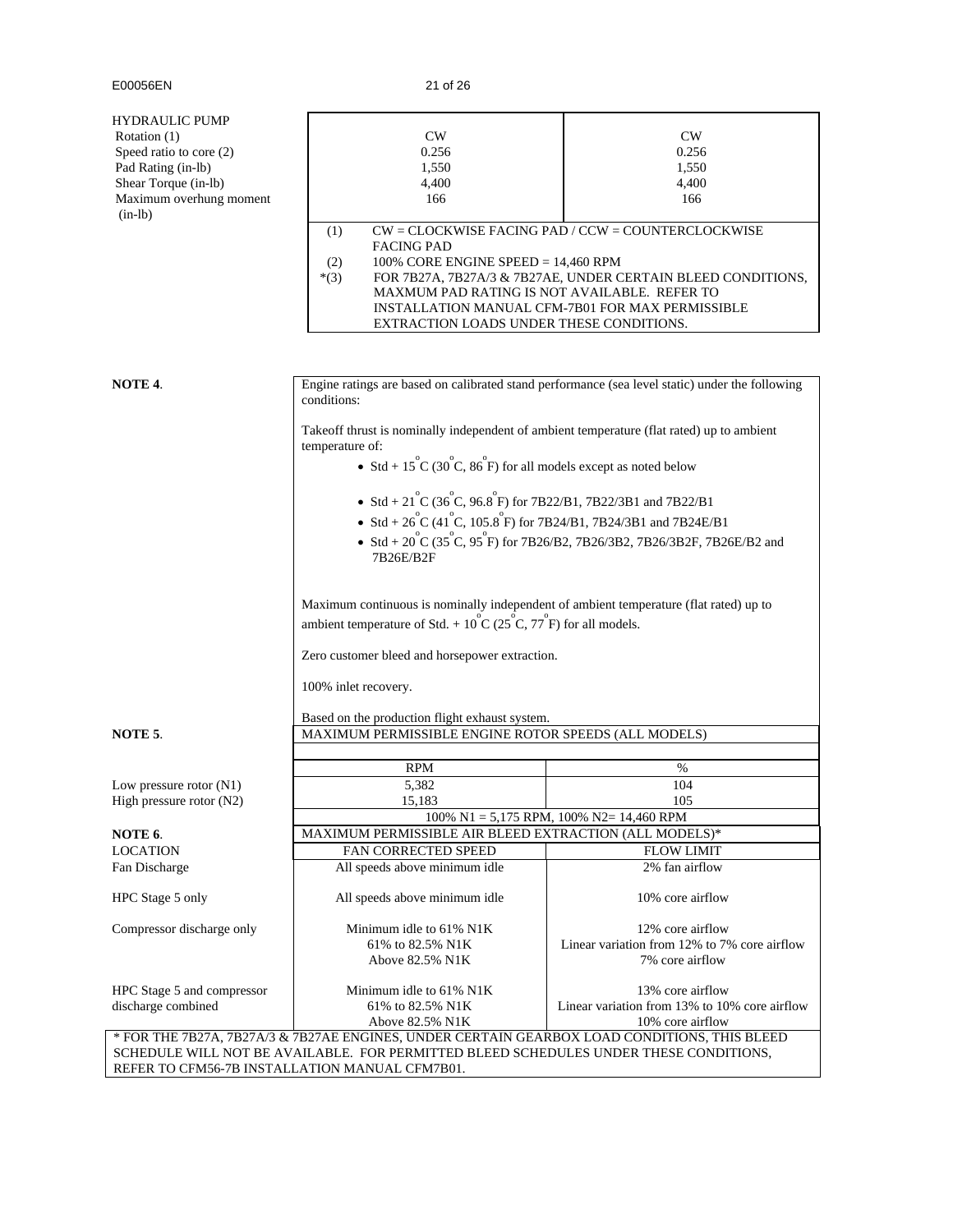| HYDRAULIC PUMP | | |
|---|---|---|
| Rotation (1) | CW | CW |
| Speed ratio to core (2) | 0.256 | 0.256 |
| Pad Rating (in-lb) | 1,550 | 1,550 |
| Shear Torque (in-lb) | 4,400 | 4,400 |
| Maximum overhung moment (in-lb) | 166 | 166 |

(1) CW = CLOCKWISE FACING PAD / CCW = COUNTERCLOCKWISE FACING PAD

(2) 100% CORE ENGINE SPEED = 14,460 RPM

*(3) FOR 7B27A, 7B27A/3 & 7B27AE, UNDER CERTAIN BLEED CONDITIONS, MAXMUM PAD RATING IS NOT AVAILABLE. REFER TO INSTALLATION MANUAL CFM-7B01 FOR MAX PERMISSIBLE EXTRACTION LOADS UNDER THESE CONDITIONS.

**NOTE 4**.

Engine ratings are based on calibrated stand performance (sea level static) under the following conditions:

Takeoff thrust is nominally independent of ambient temperature (flat rated) up to ambient temperature of:

- Std + 15°C (30°C, 86°F) for all models except as noted below
- Std + 21°C (36°C, 96.8°F) for 7B22/B1, 7B22/3B1 and 7B22/B1
- Std + 26°C (41°C, 105.8°F) for 7B24/B1, 7B24/3B1 and 7B24E/B1
- Std + 20°C (35°C, 95°F) for 7B26/B2, 7B26/3B2, 7B26/3B2F, 7B26E/B2 and 7B26E/B2F

Maximum continuous is nominally independent of ambient temperature (flat rated) up to ambient temperature of Std. + 10°C (25°C, 77°F) for all models.

Zero customer bleed and horsepower extraction.

100% inlet recovery.

Based on the production flight exhaust system.

**NOTE 5**.

| MAXIMUM PERMISSIBLE ENGINE ROTOR SPEEDS (ALL MODELS) | | |
|---|---|---|
| | RPM | % |
| Low pressure rotor (N1) | 5,382 | 104 |
| High pressure rotor (N2) | 15,183 | 105 |
| | 100% N1 = 5,175 RPM, 100% N2= 14,460 RPM | |

**NOTE 6**.

| MAXIMUM PERMISSIBLE AIR BLEED EXTRACTION (ALL MODELS)* | | |
|---|---|---|
| LOCATION | FAN CORRECTED SPEED | FLOW LIMIT |
| Fan Discharge | All speeds above minimum idle | 2% fan airflow |
| HPC Stage 5 only | All speeds above minimum idle | 10% core airflow |
| Compressor discharge only | Minimum idle to 61% N1K | 12% core airflow |
| | 61% to 82.5% N1K | Linear variation from 12% to 7% core airflow |
| | Above 82.5% N1K | 7% core airflow |
| HPC Stage 5 and compressor discharge combined | Minimum idle to 61% N1K | 13% core airflow |
| | 61% to 82.5% N1K | Linear variation from 13% to 10% core airflow |
| | Above 82.5% N1K | 10% core airflow |

* FOR THE 7B27A, 7B27A/3 & 7B27AE ENGINES, UNDER CERTAIN GEARBOX LOAD CONDITIONS, THIS BLEED SCHEDULE WILL NOT BE AVAILABLE. FOR PERMITTED BLEED SCHEDULES UNDER THESE CONDITIONS, REFER TO CFM56-7B INSTALLATION MANUAL CFM7B01.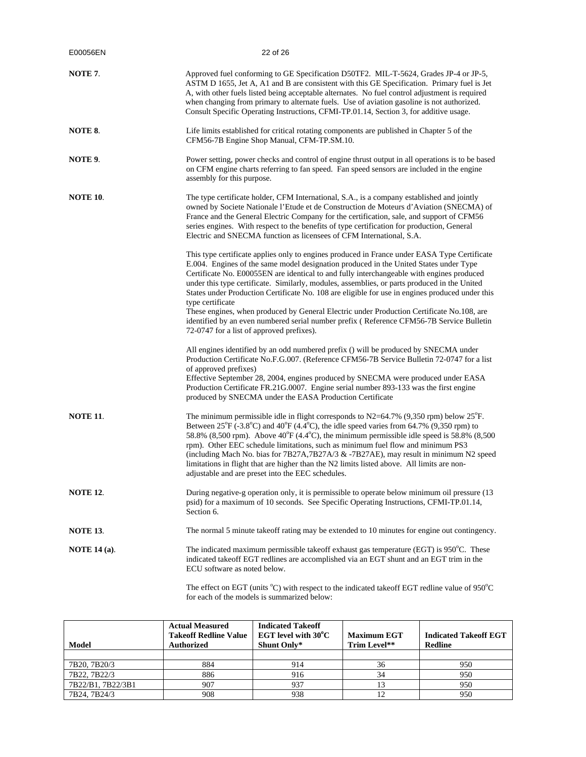**NOTE 7**. Approved fuel conforming to GE Specification D50TF2. MIL-T-5624, Grades JP-4 or JP-5, ASTM D 1655, Jet A, A1 and B are consistent with this GE Specification. Primary fuel is Jet A, with other fuels listed being acceptable alternates. No fuel control adjustment is required when changing from primary to alternate fuels. Use of aviation gasoline is not authorized. Consult Specific Operating Instructions, CFMI-TP.01.14, Section 3, for additive usage.

**NOTE 8**. Life limits established for critical rotating components are published in Chapter 5 of the CFM56-7B Engine Shop Manual, CFM-TP.SM.10.

**NOTE 9**. Power setting, power checks and control of engine thrust output in all operations is to be based on CFM engine charts referring to fan speed. Fan speed sensors are included in the engine assembly for this purpose.

**NOTE 10**. The type certificate holder, CFM International, S.A., is a company established and jointly owned by Societe Nationale l'Etude et de Construction de Moteurs d'Aviation (SNECMA) of France and the General Electric Company for the certification, sale, and support of CFM56 series engines. With respect to the benefits of type certification for production, General Electric and SNECMA function as licensees of CFM International, S.A.

This type certificate applies only to engines produced in France under EASA Type Certificate E.004. Engines of the same model designation produced in the United States under Type Certificate No. E00055EN are identical to and fully interchangeable with engines produced under this type certificate. Similarly, modules, assemblies, or parts produced in the United States under Production Certificate No. 108 are eligible for use in engines produced under this type certificate
These engines, when produced by General Electric under Production Certificate No.108, are identified by an even numbered serial number prefix ( Reference CFM56-7B Service Bulletin 72-0747 for a list of approved prefixes).

All engines identified by an odd numbered prefix () will be produced by SNECMA under Production Certificate No.F.G.007. (Reference CFM56-7B Service Bulletin 72-0747 for a list of approved prefixes)
Effective September 28, 2004, engines produced by SNECMA were produced under EASA Production Certificate FR.21G.0007. Engine serial number 893-133 was the first engine produced by SNECMA under the EASA Production Certificate

**NOTE 11**. The minimum permissible idle in flight corresponds to N2=64.7% (9,350 rpm) below 25°F. Between 25°F (-3.8°C) and 40°F (4.4°C), the idle speed varies from 64.7% (9,350 rpm) to 58.8% (8,500 rpm). Above 40°F (4.4°C), the minimum permissible idle speed is 58.8% (8,500 rpm). Other EEC schedule limitations, such as minimum fuel flow and minimum PS3 (including Mach No. bias for 7B27A,7B27A/3 & -7B27AE), may result in minimum N2 speed limitations in flight that are higher than the N2 limits listed above. All limits are non-adjustable and are preset into the EEC schedules.

**NOTE 12**. During negative-g operation only, it is permissible to operate below minimum oil pressure (13 psid) for a maximum of 10 seconds. See Specific Operating Instructions, CFMI-TP.01.14, Section 6.

**NOTE 13**. The normal 5 minute takeoff rating may be extended to 10 minutes for engine out contingency.

**NOTE 14 (a)**. The indicated maximum permissible takeoff exhaust gas temperature (EGT) is 950°C. These indicated takeoff EGT redlines are accomplished via an EGT shunt and an EGT trim in the ECU software as noted below.

The effect on EGT (units °C) with respect to the indicated takeoff EGT redline value of 950°C for each of the models is summarized below:

| Model | Actual Measured Takeoff Redline Value Authorized | Indicated Takeoff EGT level with 30°C Shunt Only* | Maximum EGT Trim Level** | Indicated Takeoff EGT Redline |
|---|---|---|---|---|
| | | | | |
| 7B20, 7B20/3 | 884 | 914 | 36 | 950 |
| 7B22, 7B22/3 | 886 | 916 | 34 | 950 |
| 7B22/B1, 7B22/3B1 | 907 | 937 | 13 | 950 |
| 7B24, 7B24/3 | 908 | 938 | 12 | 950 |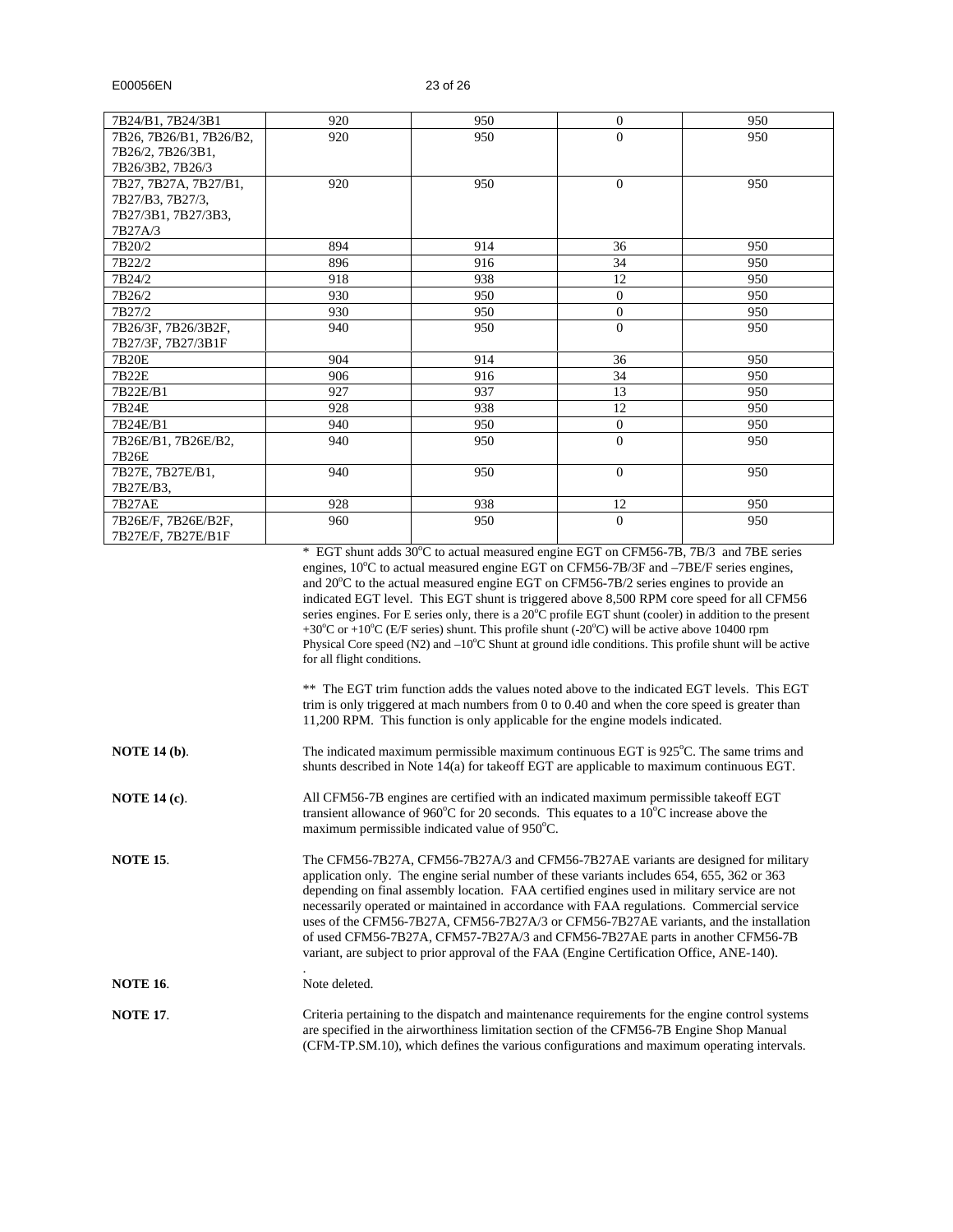| | | | | |
|---|---|---|---|---|
| 7B24/B1, 7B24/3B1 | 920 | 950 | 0 | 950 |
| 7B26, 7B26/B1, 7B26/B2, 7B26/2, 7B26/3B1, 7B26/3B2, 7B26/3 | 920 | 950 | 0 | 950 |
| 7B27, 7B27A, 7B27/B1, 7B27/B3, 7B27/3, 7B27/3B1, 7B27/3B3, 7B27A/3 | 920 | 950 | 0 | 950 |
| 7B20/2 | 894 | 914 | 36 | 950 |
| 7B22/2 | 896 | 916 | 34 | 950 |
| 7B24/2 | 918 | 938 | 12 | 950 |
| 7B26/2 | 930 | 950 | 0 | 950 |
| 7B27/2 | 930 | 950 | 0 | 950 |
| 7B26/3F, 7B26/3B2F, 7B27/3F, 7B27/3B1F | 940 | 950 | 0 | 950 |
| 7B20E | 904 | 914 | 36 | 950 |
| 7B22E | 906 | 916 | 34 | 950 |
| 7B22E/B1 | 927 | 937 | 13 | 950 |
| 7B24E | 928 | 938 | 12 | 950 |
| 7B24E/B1 | 940 | 950 | 0 | 950 |
| 7B26E/B1, 7B26E/B2, 7B26E | 940 | 950 | 0 | 950 |
| 7B27E, 7B27E/B1, 7B27E/B3, | 940 | 950 | 0 | 950 |
| 7B27AE | 928 | 938 | 12 | 950 |
| 7B26E/F, 7B26E/B2F, 7B27E/F, 7B27E/B1F | 960 | 950 | 0 | 950 |

* EGT shunt adds 30°C to actual measured engine EGT on CFM56-7B, 7B/3 and 7BE series engines, 10°C to actual measured engine EGT on CFM56-7B/3F and –7BE/F series engines, and 20°C to the actual measured engine EGT on CFM56-7B/2 series engines to provide an indicated EGT level. This EGT shunt is triggered above 8,500 RPM core speed for all CFM56 series engines. For E series only, there is a 20°C profile EGT shunt (cooler) in addition to the present +30°C or +10°C (E/F series) shunt. This profile shunt (-20°C) will be active above 10400 rpm Physical Core speed (N2) and –10°C Shunt at ground idle conditions. This profile shunt will be active for all flight conditions.

** The EGT trim function adds the values noted above to the indicated EGT levels. This EGT trim is only triggered at mach numbers from 0 to 0.40 and when the core speed is greater than 11,200 RPM. This function is only applicable for the engine models indicated.

**NOTE 14 (b)**. The indicated maximum permissible maximum continuous EGT is 925°C. The same trims and shunts described in Note 14(a) for takeoff EGT are applicable to maximum continuous EGT.

**NOTE 14 (c)**. All CFM56-7B engines are certified with an indicated maximum permissible takeoff EGT transient allowance of 960°C for 20 seconds. This equates to a 10°C increase above the maximum permissible indicated value of 950°C.

**NOTE 15**. The CFM56-7B27A, CFM56-7B27A/3 and CFM56-7B27AE variants are designed for military application only. The engine serial number of these variants includes 654, 655, 362 or 363 depending on final assembly location. FAA certified engines used in military service are not necessarily operated or maintained in accordance with FAA regulations. Commercial service uses of the CFM56-7B27A, CFM56-7B27A/3 or CFM56-7B27AE variants, and the installation of used CFM56-7B27A, CFM57-7B27A/3 and CFM56-7B27AE parts in another CFM56-7B variant, are subject to prior approval of the FAA (Engine Certification Office, ANE-140).

**NOTE 16**. Note deleted.

**NOTE 17**. Criteria pertaining to the dispatch and maintenance requirements for the engine control systems are specified in the airworthiness limitation section of the CFM56-7B Engine Shop Manual (CFM-TP.SM.10), which defines the various configurations and maximum operating intervals.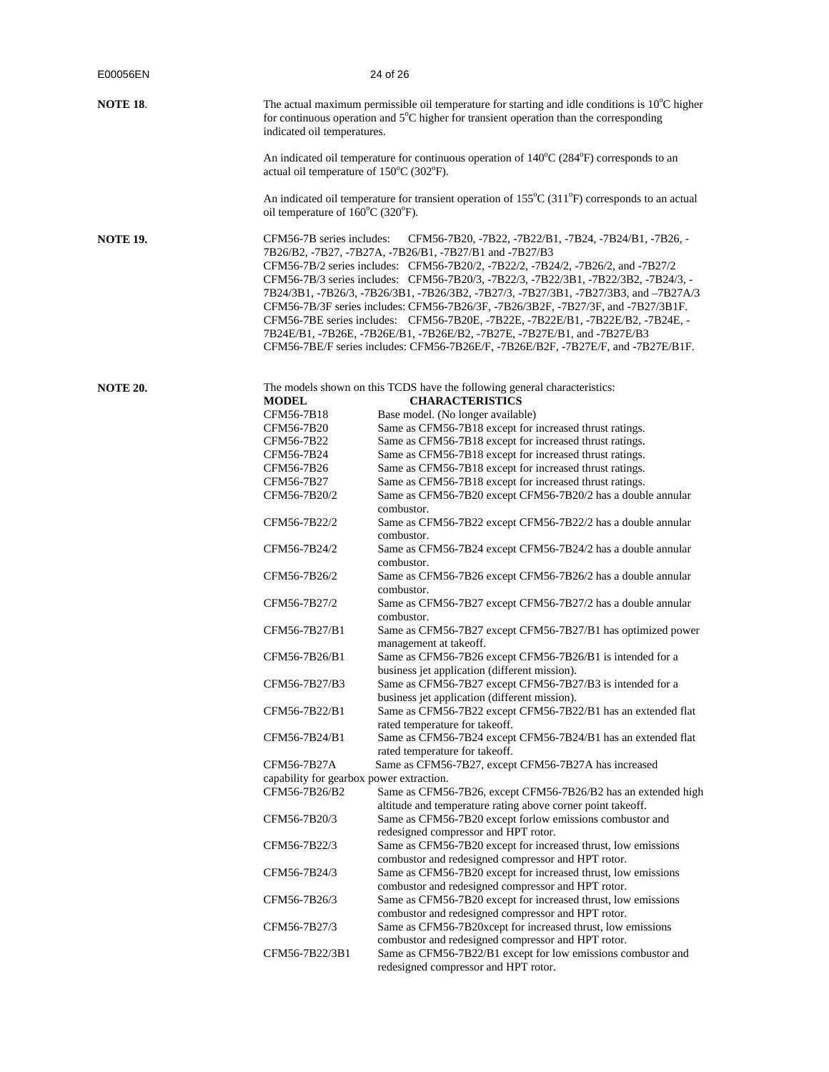**NOTE 18.** The actual maximum permissible oil temperature for starting and idle conditions is 10°C higher for continuous operation and 5°C higher for transient operation than the corresponding indicated oil temperatures.

An indicated oil temperature for continuous operation of 140°C (284°F) corresponds to an actual oil temperature of 150°C (302°F).

An indicated oil temperature for transient operation of 155°C (311°F) corresponds to an actual oil temperature of 160°C (320°F).

**NOTE 19.** CFM56-7B series includes: CFM56-7B20, -7B22, -7B22/B1, -7B24, -7B24/B1, -7B26, -7B26/B2, -7B27, -7B27A, -7B26/B1, -7B27/B1 and -7B27/B3
CFM56-7B/2 series includes: CFM56-7B20/2, -7B22/2, -7B24/2, -7B26/2, and -7B27/2
CFM56-7B/3 series includes: CFM56-7B20/3, -7B22/3, -7B22/3B1, -7B22/3B2, -7B24/3, -7B24/3B1, -7B26/3, -7B26/3B1, -7B26/3B2, -7B27/3, -7B27/3B1, -7B27/3B3, and –7B27A/3
CFM56-7B/3F series includes: CFM56-7B26/3F, -7B26/3B2F, -7B27/3F, and -7B27/3B1F.
CFM56-7BE series includes: CFM56-7B20E, -7B22E, -7B22E/B1, -7B22E/B2, -7B24E, -7B24E/B1, -7B26E, -7B26E/B1, -7B26E/B2, -7B27E, -7B27E/B1, and -7B27E/B3
CFM56-7BE/F series includes: CFM56-7B26E/F, -7B26E/B2F, -7B27E/F, and -7B27E/B1F.

**NOTE 20.** The models shown on this TCDS have the following general characteristics:

| MODEL | CHARACTERISTICS |
|---|---|
| CFM56-7B18 | Base model. (No longer available) |
| CFM56-7B20 | Same as CFM56-7B18 except for increased thrust ratings. |
| CFM56-7B22 | Same as CFM56-7B18 except for increased thrust ratings. |
| CFM56-7B24 | Same as CFM56-7B18 except for increased thrust ratings. |
| CFM56-7B26 | Same as CFM56-7B18 except for increased thrust ratings. |
| CFM56-7B27 | Same as CFM56-7B18 except for increased thrust ratings. |
| CFM56-7B20/2 | Same as CFM56-7B20 except CFM56-7B20/2 has a double annular combustor. |
| CFM56-7B22/2 | Same as CFM56-7B22 except CFM56-7B22/2 has a double annular combustor. |
| CFM56-7B24/2 | Same as CFM56-7B24 except CFM56-7B24/2 has a double annular combustor. |
| CFM56-7B26/2 | Same as CFM56-7B26 except CFM56-7B26/2 has a double annular combustor. |
| CFM56-7B27/2 | Same as CFM56-7B27 except CFM56-7B27/2 has a double annular combustor. |
| CFM56-7B27/B1 | Same as CFM56-7B27 except CFM56-7B27/B1 has optimized power management at takeoff. |
| CFM56-7B26/B1 | Same as CFM56-7B26 except CFM56-7B26/B1 is intended for a business jet application (different mission). |
| CFM56-7B27/B3 | Same as CFM56-7B27 except CFM56-7B27/B3 is intended for a business jet application (different mission). |
| CFM56-7B22/B1 | Same as CFM56-7B22 except CFM56-7B22/B1 has an extended flat rated temperature for takeoff. |
| CFM56-7B24/B1 | Same as CFM56-7B24 except CFM56-7B24/B1 has an extended flat rated temperature for takeoff. |
| CFM56-7B27A | Same as CFM56-7B27, except CFM56-7B27A has increased capability for gearbox power extraction. |
| CFM56-7B26/B2 | Same as CFM56-7B26, except CFM56-7B26/B2 has an extended high altitude and temperature rating above corner point takeoff. |
| CFM56-7B20/3 | Same as CFM56-7B20 except forlow emissions combustor and redesigned compressor and HPT rotor. |
| CFM56-7B22/3 | Same as CFM56-7B20 except for increased thrust, low emissions combustor and redesigned compressor and HPT rotor. |
| CFM56-7B24/3 | Same as CFM56-7B20 except for increased thrust, low emissions combustor and redesigned compressor and HPT rotor. |
| CFM56-7B26/3 | Same as CFM56-7B20 except for increased thrust, low emissions combustor and redesigned compressor and HPT rotor. |
| CFM56-7B27/3 | Same as CFM56-7B20xcept for increased thrust, low emissions combustor and redesigned compressor and HPT rotor. |
| CFM56-7B22/3B1 | Same as CFM56-7B22/B1 except for low emissions combustor and redesigned compressor and HPT rotor. |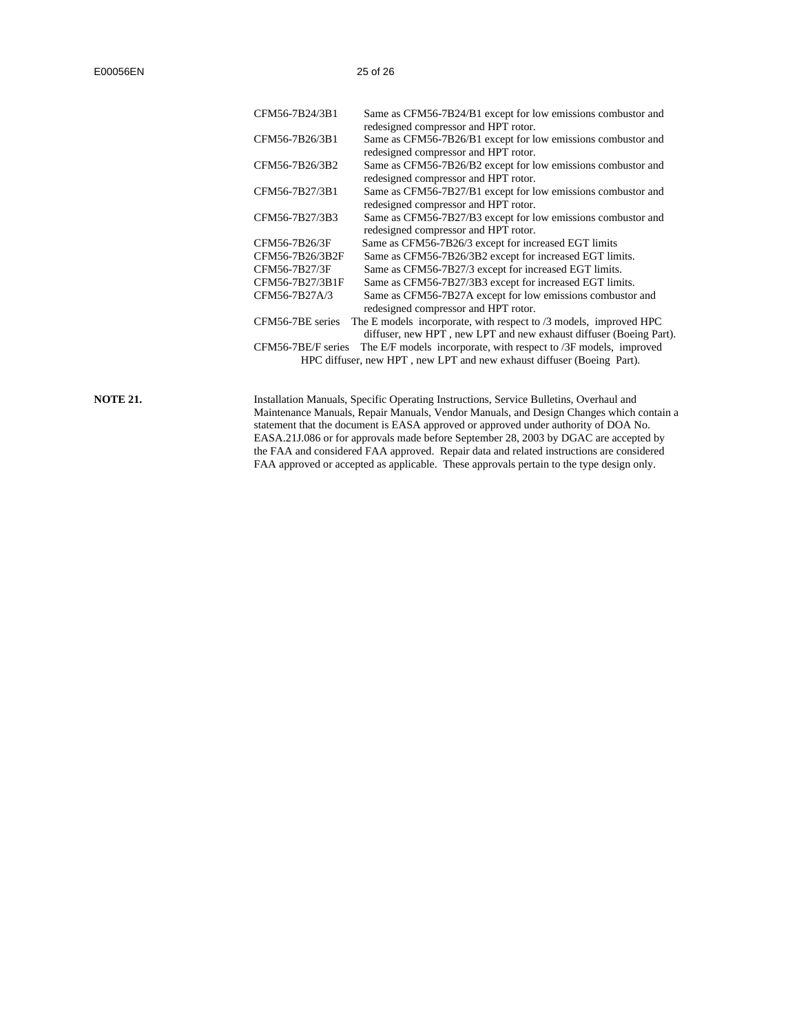| | |
|---|---|
| CFM56-7B24/3B1 | Same as CFM56-7B24/B1 except for low emissions combustor and redesigned compressor and HPT rotor. |
| CFM56-7B26/3B1 | Same as CFM56-7B26/B1 except for low emissions combustor and redesigned compressor and HPT rotor. |
| CFM56-7B26/3B2 | Same as CFM56-7B26/B2 except for low emissions combustor and redesigned compressor and HPT rotor. |
| CFM56-7B27/3B1 | Same as CFM56-7B27/B1 except for low emissions combustor and redesigned compressor and HPT rotor. |
| CFM56-7B27/3B3 | Same as CFM56-7B27/B3 except for low emissions combustor and redesigned compressor and HPT rotor. |
| CFM56-7B26/3F | Same as CFM56-7B26/3 except for increased EGT limits |
| CFM56-7B26/3B2F | Same as CFM56-7B26/3B2 except for increased EGT limits. |
| CFM56-7B27/3F | Same as CFM56-7B27/3 except for increased EGT limits. |
| CFM56-7B27/3B1F | Same as CFM56-7B27/3B3 except for increased EGT limits. |
| CFM56-7B27A/3 | Same as CFM56-7B27A except for low emissions combustor and redesigned compressor and HPT rotor. |
| CFM56-7BE series | The E models incorporate, with respect to /3 models, improved HPC diffuser, new HPT , new LPT and new exhaust diffuser (Boeing Part). |
| CFM56-7BE/F series | The E/F models incorporate, with respect to /3F models, improved HPC diffuser, new HPT , new LPT and new exhaust diffuser (Boeing Part). |

**NOTE 21.** Installation Manuals, Specific Operating Instructions, Service Bulletins, Overhaul and Maintenance Manuals, Repair Manuals, Vendor Manuals, and Design Changes which contain a statement that the document is EASA approved or approved under authority of DOA No. EASA.21J.086 or for approvals made before September 28, 2003 by DGAC are accepted by the FAA and considered FAA approved. Repair data and related instructions are considered FAA approved or accepted as applicable. These approvals pertain to the type design only.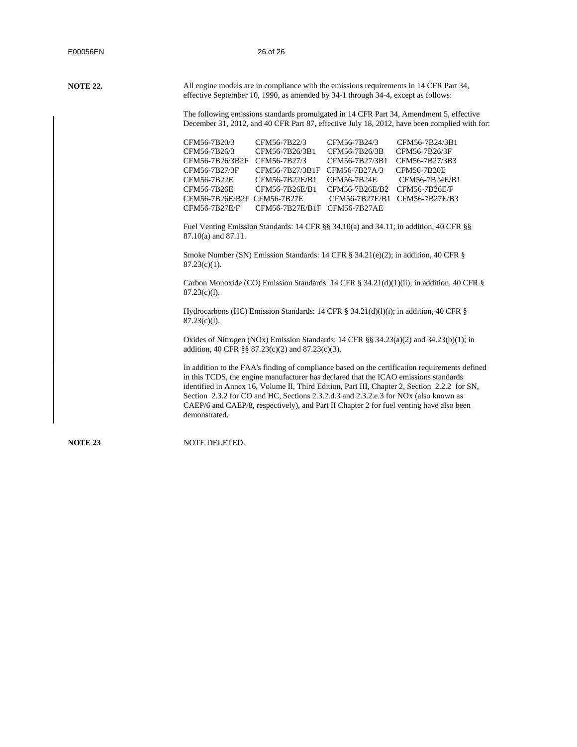**NOTE 22.**

All engine models are in compliance with the emissions requirements in 14 CFR Part 34, effective September 10, 1990, as amended by 34-1 through 34-4, except as follows:

The following emissions standards promulgated in 14 CFR Part 34, Amendment 5, effective December 31, 2012, and 40 CFR Part 87, effective July 18, 2012, have been complied with for:

| | | | |
|---|---|---|---|
| CFM56-7B20/3 | CFM56-7B22/3 | CFM56-7B24/3 | CFM56-7B24/3B1 |
| CFM56-7B26/3 | CFM56-7B26/3B1 | CFM56-7B26/3B | CFM56-7B26/3F |
| CFM56-7B26/3B2F | CFM56-7B27/3 | CFM56-7B27/3B1 | CFM56-7B27/3B3 |
| CFM56-7B27/3F | CFM56-7B27/3B1F | CFM56-7B27A/3 | CFM56-7B20E |
| CFM56-7B22E | CFM56-7B22E/B1 | CFM56-7B24E | CFM56-7B24E/B1 |
| CFM56-7B26E | CFM56-7B26E/B1 | CFM56-7B26E/B2 | CFM56-7B26E/F |
| CFM56-7B26E/B2F | CFM56-7B27E | CFM56-7B27E/B1 | CFM56-7B27E/B3 |
| CFM56-7B27E/F | CFM56-7B27E/B1F | CFM56-7B27AE | |

Fuel Venting Emission Standards: 14 CFR §§ 34.10(a) and 34.11; in addition, 40 CFR §§ 87.10(a) and 87.11.

Smoke Number (SN) Emission Standards: 14 CFR § 34.21(e)(2); in addition, 40 CFR § 87.23(c)(1).

Carbon Monoxide (CO) Emission Standards: 14 CFR § 34.21(d)(1)(ii); in addition, 40 CFR § 87.23(c)(l).

Hydrocarbons (HC) Emission Standards: 14 CFR § 34.21(d)(l)(i); in addition, 40 CFR § 87.23(c)(l).

Oxides of Nitrogen (NOx) Emission Standards: 14 CFR §§ 34.23(a)(2) and 34.23(b)(1); in addition, 40 CFR §§ 87.23(c)(2) and 87.23(c)(3).

In addition to the FAA's finding of compliance based on the certification requirements defined in this TCDS, the engine manufacturer has declared that the ICAO emissions standards identified in Annex 16, Volume II, Third Edition, Part III, Chapter 2, Section 2.2.2 for SN, Section 2.3.2 for CO and HC, Sections 2.3.2.d.3 and 2.3.2.e.3 for NOx (also known as CAEP/6 and CAEP/8, respectively), and Part II Chapter 2 for fuel venting have also been demonstrated.

**NOTE 23**

NOTE DELETED.